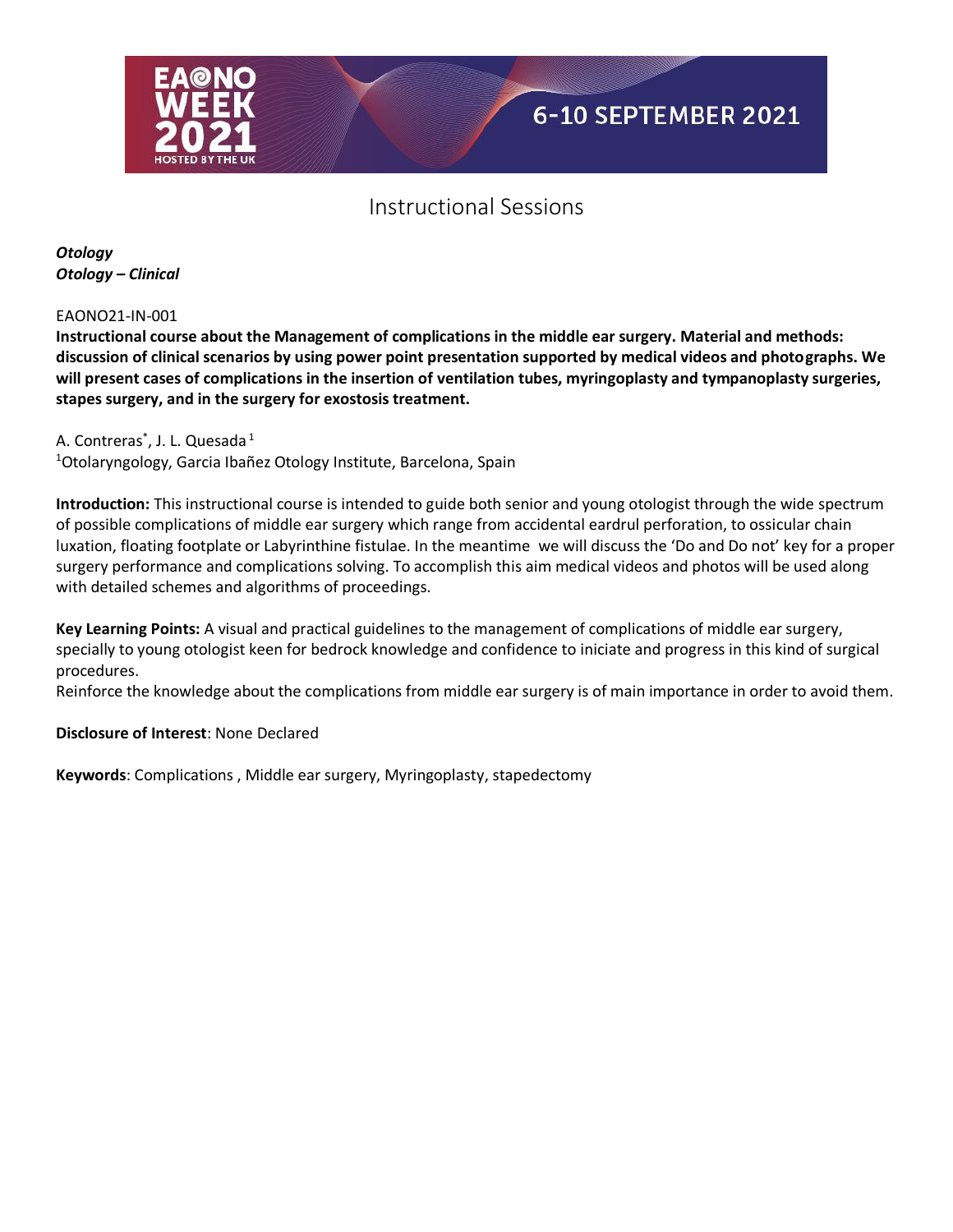# Instructional Sessions

***Otology***
***Otology – Clinical***

EAONO21-IN-001

**Instructional course about the Management of complications in the middle ear surgery. Material and methods: discussion of clinical scenarios by using power point presentation supported by medical videos and photographs. We will present cases of complications in the insertion of ventilation tubes, myringoplasty and tympanoplasty surgeries, stapes surgery, and in the surgery for exostosis treatment.**

A. Contreras*, J. L. Quesada [1]
[1]Otolaryngology, Garcia Ibañez Otology Institute, Barcelona, Spain

**Introduction:** This instructional course is intended to guide both senior and young otologist through the wide spectrum of possible complications of middle ear surgery which range from accidental eardrul perforation, to ossicular chain luxation, floating footplate or Labyrinthine fistulae. In the meantime we will discuss the 'Do and Do not' key for a proper surgery performance and complications solving. To accomplish this aim medical videos and photos will be used along with detailed schemes and algorithms of proceedings.

**Key Learning Points:** A visual and practical guidelines to the management of complications of middle ear surgery, specially to young otologist keen for bedrock knowledge and confidence to iniciate and progress in this kind of surgical procedures.
Reinforce the knowledge about the complications from middle ear surgery is of main importance in order to avoid them.

**Disclosure of Interest**: None Declared

**Keywords**: Complications , Middle ear surgery, Myringoplasty, stapedectomy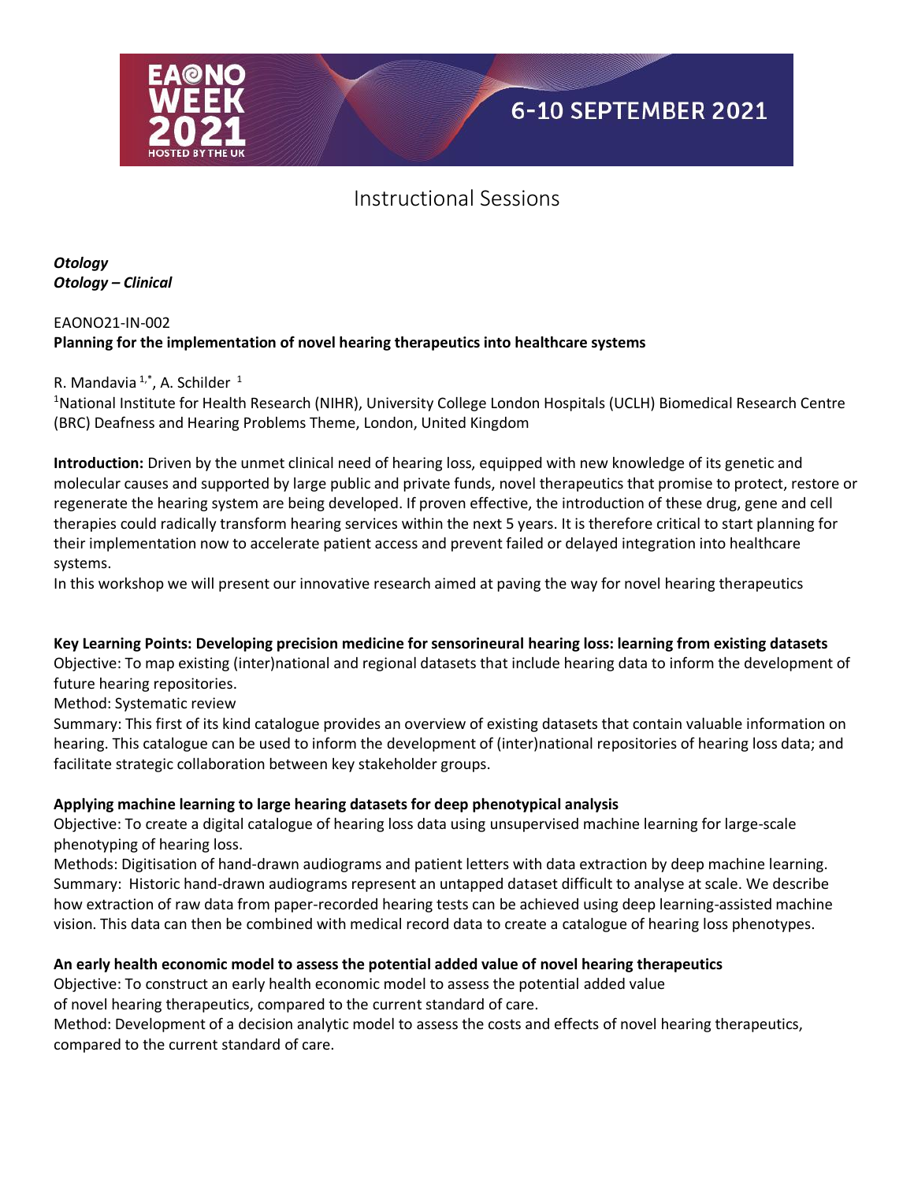Instructional Sessions

***Otology***
***Otology – Clinical***

EAONO21-IN-002
**Planning for the implementation of novel hearing therapeutics into healthcare systems**

R. Mandavia [1,*], A. Schilder [1]

[1]National Institute for Health Research (NIHR), University College London Hospitals (UCLH) Biomedical Research Centre (BRC) Deafness and Hearing Problems Theme, London, United Kingdom

**Introduction:** Driven by the unmet clinical need of hearing loss, equipped with new knowledge of its genetic and molecular causes and supported by large public and private funds, novel therapeutics that promise to protect, restore or regenerate the hearing system are being developed. If proven effective, the introduction of these drug, gene and cell therapies could radically transform hearing services within the next 5 years. It is therefore critical to start planning for their implementation now to accelerate patient access and prevent failed or delayed integration into healthcare systems.
In this workshop we will present our innovative research aimed at paving the way for novel hearing therapeutics

**Key Learning Points: Developing precision medicine for sensorineural hearing loss: learning from existing datasets**
Objective: To map existing (inter)national and regional datasets that include hearing data to inform the development of future hearing repositories.
Method: Systematic review
Summary: This first of its kind catalogue provides an overview of existing datasets that contain valuable information on hearing. This catalogue can be used to inform the development of (inter)national repositories of hearing loss data; and facilitate strategic collaboration between key stakeholder groups.

**Applying machine learning to large hearing datasets for deep phenotypical analysis**
Objective: To create a digital catalogue of hearing loss data using unsupervised machine learning for large-scale phenotyping of hearing loss.
Methods: Digitisation of hand-drawn audiograms and patient letters with data extraction by deep machine learning.
Summary: Historic hand-drawn audiograms represent an untapped dataset difficult to analyse at scale. We describe how extraction of raw data from paper-recorded hearing tests can be achieved using deep learning-assisted machine vision. This data can then be combined with medical record data to create a catalogue of hearing loss phenotypes.

**An early health economic model to assess the potential added value of novel hearing therapeutics**
Objective: To construct an early health economic model to assess the potential added value of novel hearing therapeutics, compared to the current standard of care.
Method: Development of a decision analytic model to assess the costs and effects of novel hearing therapeutics, compared to the current standard of care.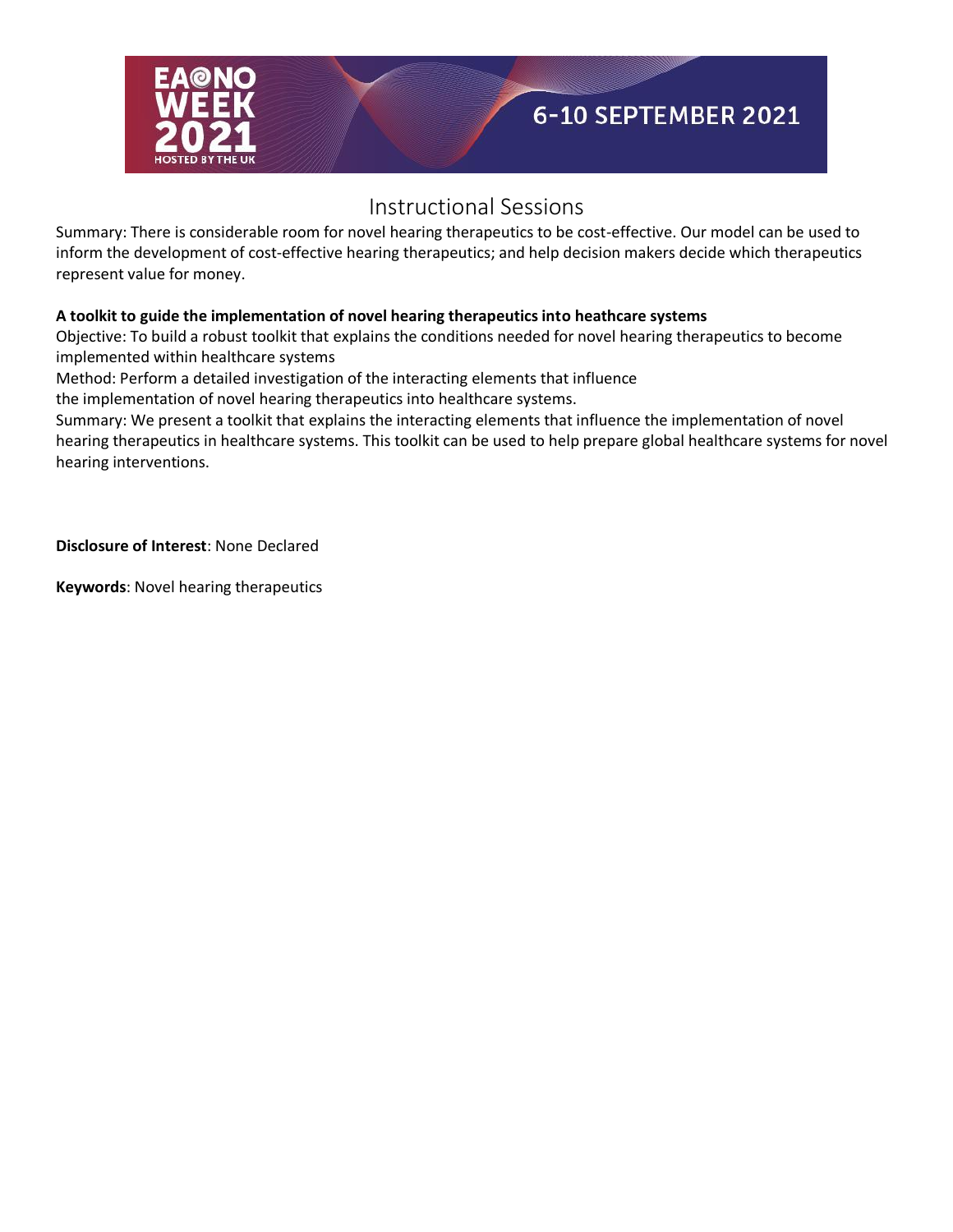# Instructional Sessions

Summary: There is considerable room for novel hearing therapeutics to be cost-effective. Our model can be used to inform the development of cost-effective hearing therapeutics; and help decision makers decide which therapeutics represent value for money.

**A toolkit to guide the implementation of novel hearing therapeutics into heathcare systems**

Objective: To build a robust toolkit that explains the conditions needed for novel hearing therapeutics to become implemented within healthcare systems

Method: Perform a detailed investigation of the interacting elements that influence the implementation of novel hearing therapeutics into healthcare systems.

Summary: We present a toolkit that explains the interacting elements that influence the implementation of novel hearing therapeutics in healthcare systems. This toolkit can be used to help prepare global healthcare systems for novel hearing interventions.

**Disclosure of Interest**: None Declared

**Keywords**: Novel hearing therapeutics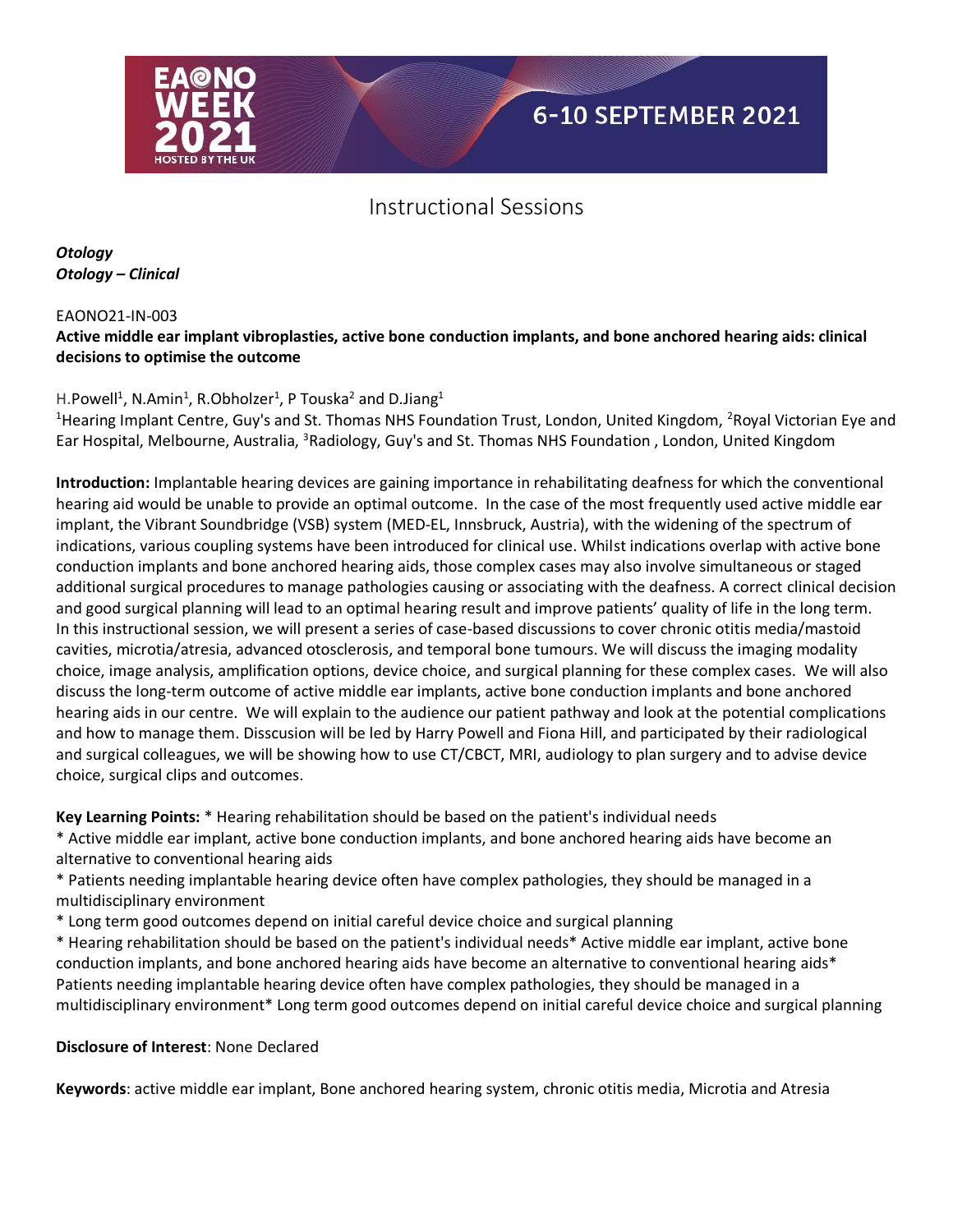# Instructional Sessions

***Otology***
***Otology – Clinical***

EAONO21-IN-003

**Active middle ear implant vibroplasties, active bone conduction implants, and bone anchored hearing aids: clinical decisions to optimise the outcome**

H.Powell[1], N.Amin[1], R.Obholzer[1], P Touska[2] and D.Jiang[1]

[1]Hearing Implant Centre, Guy's and St. Thomas NHS Foundation Trust, London, United Kingdom, [2]Royal Victorian Eye and Ear Hospital, Melbourne, Australia, [3]Radiology, Guy's and St. Thomas NHS Foundation , London, United Kingdom

**Introduction:** Implantable hearing devices are gaining importance in rehabilitating deafness for which the conventional hearing aid would be unable to provide an optimal outcome. In the case of the most frequently used active middle ear implant, the Vibrant Soundbridge (VSB) system (MED-EL, Innsbruck, Austria), with the widening of the spectrum of indications, various coupling systems have been introduced for clinical use. Whilst indications overlap with active bone conduction implants and bone anchored hearing aids, those complex cases may also involve simultaneous or staged additional surgical procedures to manage pathologies causing or associating with the deafness. A correct clinical decision and good surgical planning will lead to an optimal hearing result and improve patients' quality of life in the long term. In this instructional session, we will present a series of case-based discussions to cover chronic otitis media/mastoid cavities, microtia/atresia, advanced otosclerosis, and temporal bone tumours. We will discuss the imaging modality choice, image analysis, amplification options, device choice, and surgical planning for these complex cases. We will also discuss the long-term outcome of active middle ear implants, active bone conduction implants and bone anchored hearing aids in our centre. We will explain to the audience our patient pathway and look at the potential complications and how to manage them. Disscusion will be led by Harry Powell and Fiona Hill, and participated by their radiological and surgical colleagues, we will be showing how to use CT/CBCT, MRI, audiology to plan surgery and to advise device choice, surgical clips and outcomes.

**Key Learning Points:** * Hearing rehabilitation should be based on the patient's individual needs
* Active middle ear implant, active bone conduction implants, and bone anchored hearing aids have become an alternative to conventional hearing aids
* Patients needing implantable hearing device often have complex pathologies, they should be managed in a multidisciplinary environment
* Long term good outcomes depend on initial careful device choice and surgical planning
* Hearing rehabilitation should be based on the patient's individual needs* Active middle ear implant, active bone conduction implants, and bone anchored hearing aids have become an alternative to conventional hearing aids* Patients needing implantable hearing device often have complex pathologies, they should be managed in a multidisciplinary environment* Long term good outcomes depend on initial careful device choice and surgical planning

**Disclosure of Interest**: None Declared

**Keywords**: active middle ear implant, Bone anchored hearing system, chronic otitis media, Microtia and Atresia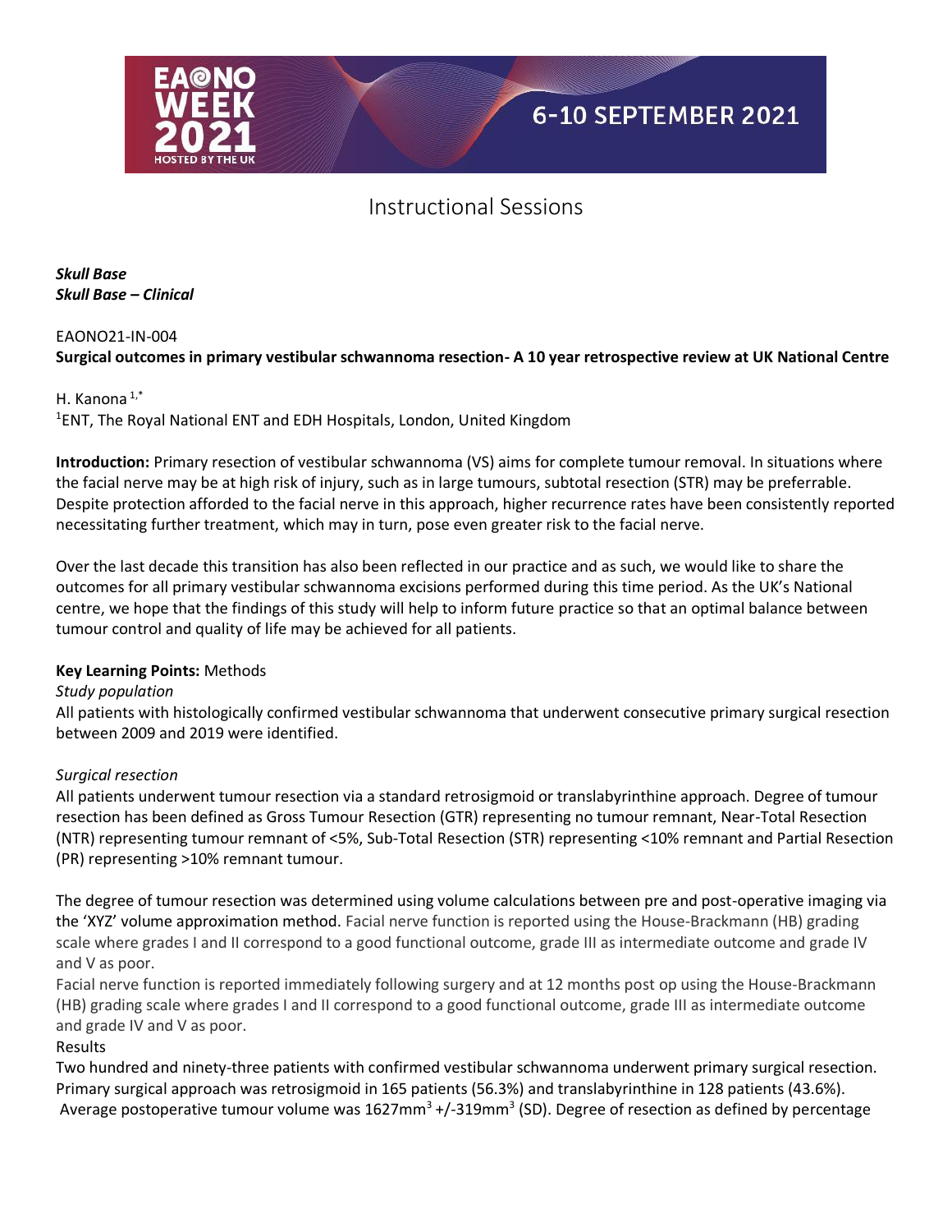# Instructional Sessions

***Skull Base***
***Skull Base – Clinical***

EAONO21-IN-004

**Surgical outcomes in primary vestibular schwannoma resection- A 10 year retrospective review at UK National Centre**

H. Kanona [1,*]

[1]ENT, The Royal National ENT and EDH Hospitals, London, United Kingdom

**Introduction:** Primary resection of vestibular schwannoma (VS) aims for complete tumour removal. In situations where the facial nerve may be at high risk of injury, such as in large tumours, subtotal resection (STR) may be preferrable. Despite protection afforded to the facial nerve in this approach, higher recurrence rates have been consistently reported necessitating further treatment, which may in turn, pose even greater risk to the facial nerve.

Over the last decade this transition has also been reflected in our practice and as such, we would like to share the outcomes for all primary vestibular schwannoma excisions performed during this time period. As the UK's National centre, we hope that the findings of this study will help to inform future practice so that an optimal balance between tumour control and quality of life may be achieved for all patients.

**Key Learning Points:** Methods

*Study population*

All patients with histologically confirmed vestibular schwannoma that underwent consecutive primary surgical resection between 2009 and 2019 were identified.

*Surgical resection*

All patients underwent tumour resection via a standard retrosigmoid or translabyrinthine approach. Degree of tumour resection has been defined as Gross Tumour Resection (GTR) representing no tumour remnant, Near-Total Resection (NTR) representing tumour remnant of <5%, Sub-Total Resection (STR) representing <10% remnant and Partial Resection (PR) representing >10% remnant tumour.

The degree of tumour resection was determined using volume calculations between pre and post-operative imaging via the 'XYZ' volume approximation method. Facial nerve function is reported using the House-Brackmann (HB) grading scale where grades I and II correspond to a good functional outcome, grade III as intermediate outcome and grade IV and V as poor.

Facial nerve function is reported immediately following surgery and at 12 months post op using the House-Brackmann (HB) grading scale where grades I and II correspond to a good functional outcome, grade III as intermediate outcome and grade IV and V as poor.

Results

Two hundred and ninety-three patients with confirmed vestibular schwannoma underwent primary surgical resection. Primary surgical approach was retrosigmoid in 165 patients (56.3%) and translabyrinthine in 128 patients (43.6%). Average postoperative tumour volume was 1627mm$^3$ +/-319mm$^3$ (SD). Degree of resection as defined by percentage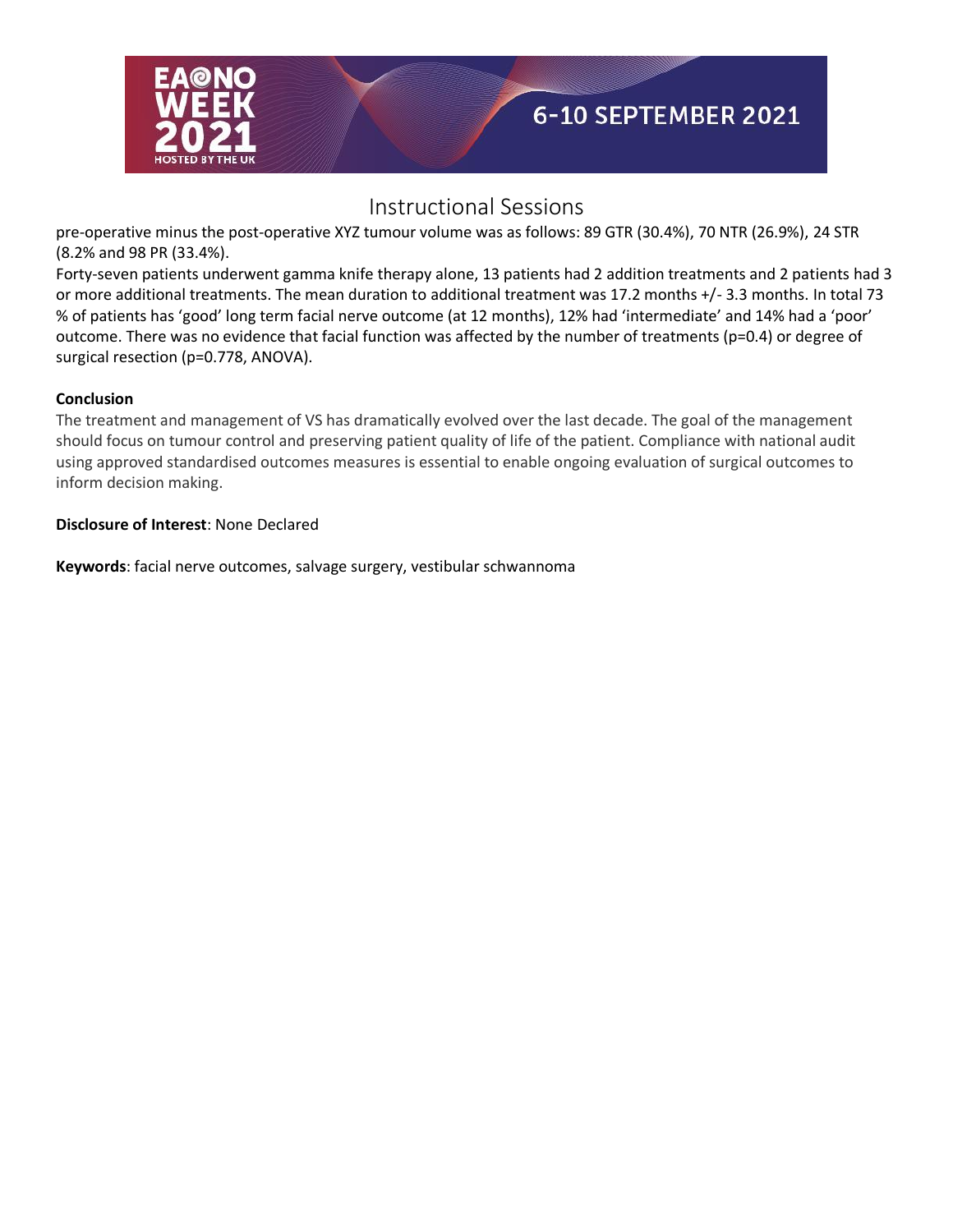## Instructional Sessions

pre-operative minus the post-operative XYZ tumour volume was as follows: 89 GTR (30.4%), 70 NTR (26.9%), 24 STR (8.2% and 98 PR (33.4%).

Forty-seven patients underwent gamma knife therapy alone, 13 patients had 2 addition treatments and 2 patients had 3 or more additional treatments. The mean duration to additional treatment was 17.2 months +/- 3.3 months. In total 73 % of patients has 'good' long term facial nerve outcome (at 12 months), 12% had 'intermediate' and 14% had a 'poor' outcome. There was no evidence that facial function was affected by the number of treatments (p=0.4) or degree of surgical resection (p=0.778, ANOVA).

**Conclusion**

The treatment and management of VS has dramatically evolved over the last decade. The goal of the management should focus on tumour control and preserving patient quality of life of the patient. Compliance with national audit using approved standardised outcomes measures is essential to enable ongoing evaluation of surgical outcomes to inform decision making.

**Disclosure of Interest**: None Declared

**Keywords**: facial nerve outcomes, salvage surgery, vestibular schwannoma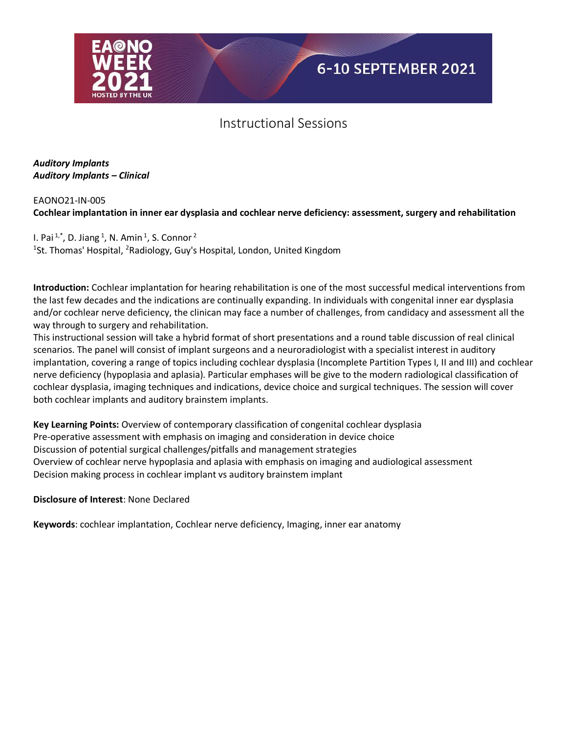# Instructional Sessions

***Auditory Implants***
***Auditory Implants – Clinical***

EAONO21-IN-005
**Cochlear implantation in inner ear dysplasia and cochlear nerve deficiency: assessment, surgery and rehabilitation**

I. Pai [1,*], D. Jiang [1], N. Amin [1], S. Connor [2]
[1]St. Thomas' Hospital, [2]Radiology, Guy's Hospital, London, United Kingdom

**Introduction:** Cochlear implantation for hearing rehabilitation is one of the most successful medical interventions from the last few decades and the indications are continually expanding. In individuals with congenital inner ear dysplasia and/or cochlear nerve deficiency, the clinican may face a number of challenges, from candidacy and assessment all the way through to surgery and rehabilitation.
This instructional session will take a hybrid format of short presentations and a round table discussion of real clinical scenarios. The panel will consist of implant surgeons and a neuroradiologist with a specialist interest in auditory implantation, covering a range of topics including cochlear dysplasia (Incomplete Partition Types I, II and III) and cochlear nerve deficiency (hypoplasia and aplasia). Particular emphases will be give to the modern radiological classification of cochlear dysplasia, imaging techniques and indications, device choice and surgical techniques. The session will cover both cochlear implants and auditory brainstem implants.

**Key Learning Points:** Overview of contemporary classification of congenital cochlear dysplasia
Pre-operative assessment with emphasis on imaging and consideration in device choice
Discussion of potential surgical challenges/pitfalls and management strategies
Overview of cochlear nerve hypoplasia and aplasia with emphasis on imaging and audiological assessment
Decision making process in cochlear implant vs auditory brainstem implant

**Disclosure of Interest**: None Declared

**Keywords**: cochlear implantation, Cochlear nerve deficiency, Imaging, inner ear anatomy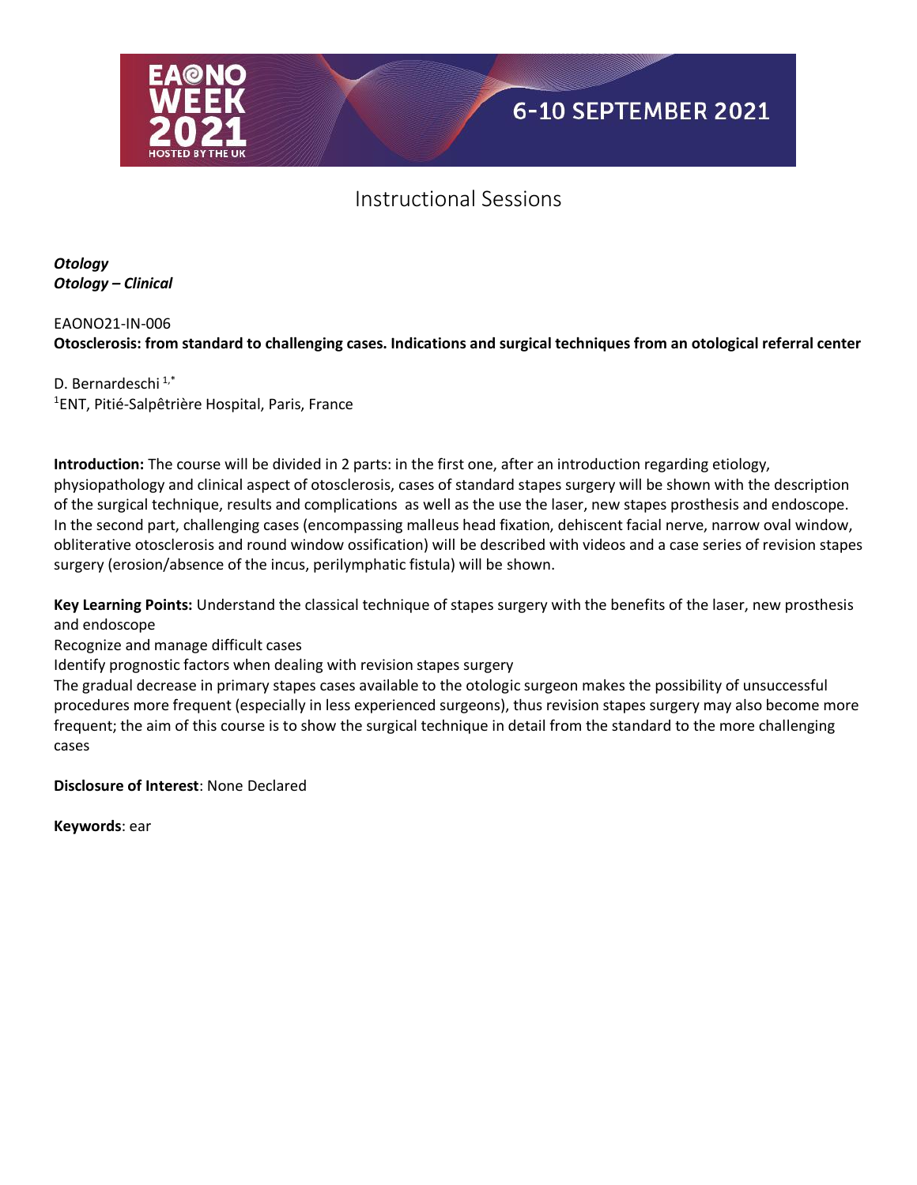# Instructional Sessions

***Otology***
***Otology – Clinical***

EAONO21-IN-006

**Otosclerosis: from standard to challenging cases. Indications and surgical techniques from an otological referral center**

D. Bernardeschi [1,*]

[1]ENT, Pitié-Salpêtrière Hospital, Paris, France

**Introduction:** The course will be divided in 2 parts: in the first one, after an introduction regarding etiology, physiopathology and clinical aspect of otosclerosis, cases of standard stapes surgery will be shown with the description of the surgical technique, results and complications as well as the use the laser, new stapes prosthesis and endoscope. In the second part, challenging cases (encompassing malleus head fixation, dehiscent facial nerve, narrow oval window, obliterative otosclerosis and round window ossification) will be described with videos and a case series of revision stapes surgery (erosion/absence of the incus, perilymphatic fistula) will be shown.

**Key Learning Points:** Understand the classical technique of stapes surgery with the benefits of the laser, new prosthesis and endoscope

Recognize and manage difficult cases

Identify prognostic factors when dealing with revision stapes surgery

The gradual decrease in primary stapes cases available to the otologic surgeon makes the possibility of unsuccessful procedures more frequent (especially in less experienced surgeons), thus revision stapes surgery may also become more frequent; the aim of this course is to show the surgical technique in detail from the standard to the more challenging cases

**Disclosure of Interest**: None Declared

**Keywords**: ear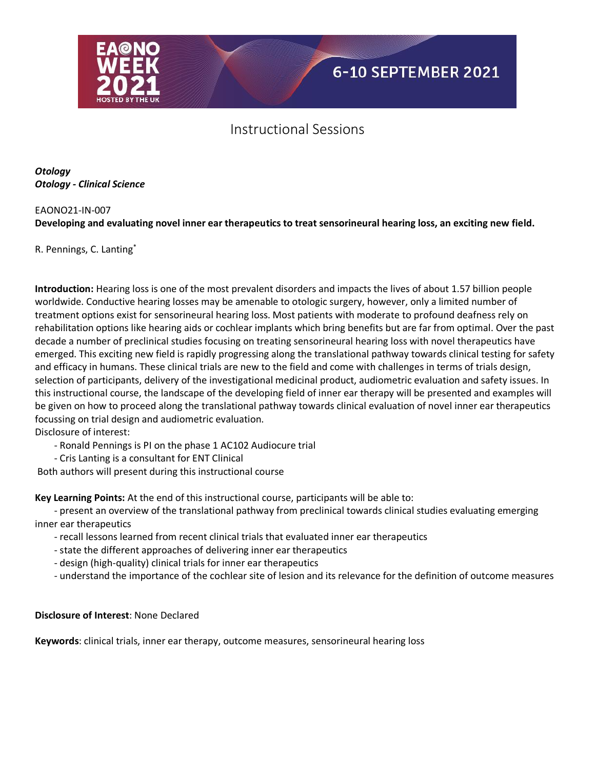# Instructional Sessions

***Otology***
***Otology - Clinical Science***

EAONO21-IN-007

**Developing and evaluating novel inner ear therapeutics to treat sensorineural hearing loss, an exciting new field.**

R. Pennings, C. Lanting[*]

**Introduction:** Hearing loss is one of the most prevalent disorders and impacts the lives of about 1.57 billion people worldwide. Conductive hearing losses may be amenable to otologic surgery, however, only a limited number of treatment options exist for sensorineural hearing loss. Most patients with moderate to profound deafness rely on rehabilitation options like hearing aids or cochlear implants which bring benefits but are far from optimal. Over the past decade a number of preclinical studies focusing on treating sensorineural hearing loss with novel therapeutics have emerged. This exciting new field is rapidly progressing along the translational pathway towards clinical testing for safety and efficacy in humans. These clinical trials are new to the field and come with challenges in terms of trials design, selection of participants, delivery of the investigational medicinal product, audiometric evaluation and safety issues. In this instructional course, the landscape of the developing field of inner ear therapy will be presented and examples will be given on how to proceed along the translational pathway towards clinical evaluation of novel inner ear therapeutics focussing on trial design and audiometric evaluation.

Disclosure of interest:

- Ronald Pennings is PI on the phase 1 AC102 Audiocure trial
- Cris Lanting is a consultant for ENT Clinical

Both authors will present during this instructional course

**Key Learning Points:** At the end of this instructional course, participants will be able to:

- present an overview of the translational pathway from preclinical towards clinical studies evaluating emerging inner ear therapeutics
- recall lessons learned from recent clinical trials that evaluated inner ear therapeutics
- state the different approaches of delivering inner ear therapeutics
- design (high-quality) clinical trials for inner ear therapeutics
- understand the importance of the cochlear site of lesion and its relevance for the definition of outcome measures

**Disclosure of Interest**: None Declared

**Keywords**: clinical trials, inner ear therapy, outcome measures, sensorineural hearing loss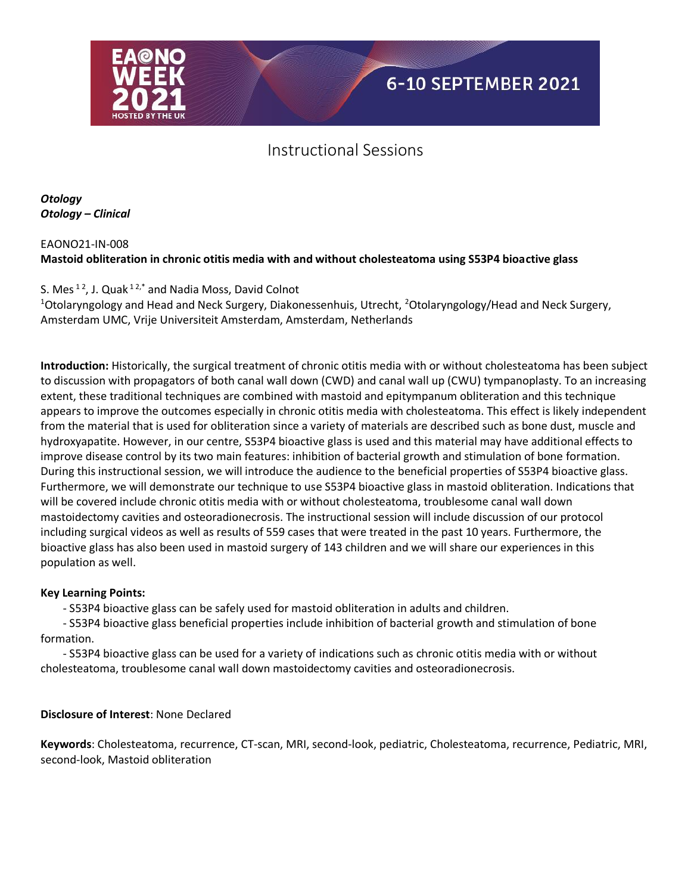Instructional Sessions

***Otology***
***Otology – Clinical***

EAONO21-IN-008
**Mastoid obliteration in chronic otitis media with and without cholesteatoma using S53P4 bioactive glass**

S. Mes [1 2], J. Quak [1 2,*] and Nadia Moss, David Colnot
[1]Otolaryngology and Head and Neck Surgery, Diakonessenhuis, Utrecht, [2]Otolaryngology/Head and Neck Surgery, Amsterdam UMC, Vrije Universiteit Amsterdam, Amsterdam, Netherlands

**Introduction:** Historically, the surgical treatment of chronic otitis media with or without cholesteatoma has been subject to discussion with propagators of both canal wall down (CWD) and canal wall up (CWU) tympanoplasty. To an increasing extent, these traditional techniques are combined with mastoid and epitympanum obliteration and this technique appears to improve the outcomes especially in chronic otitis media with cholesteatoma. This effect is likely independent from the material that is used for obliteration since a variety of materials are described such as bone dust, muscle and hydroxyapatite. However, in our centre, S53P4 bioactive glass is used and this material may have additional effects to improve disease control by its two main features: inhibition of bacterial growth and stimulation of bone formation. During this instructional session, we will introduce the audience to the beneficial properties of S53P4 bioactive glass. Furthermore, we will demonstrate our technique to use S53P4 bioactive glass in mastoid obliteration. Indications that will be covered include chronic otitis media with or without cholesteatoma, troublesome canal wall down mastoidectomy cavities and osteoradionecrosis. The instructional session will include discussion of our protocol including surgical videos as well as results of 559 cases that were treated in the past 10 years. Furthermore, the bioactive glass has also been used in mastoid surgery of 143 children and we will share our experiences in this population as well.

**Key Learning Points:**

- S53P4 bioactive glass can be safely used for mastoid obliteration in adults and children.
- S53P4 bioactive glass beneficial properties include inhibition of bacterial growth and stimulation of bone formation.
- S53P4 bioactive glass can be used for a variety of indications such as chronic otitis media with or without cholesteatoma, troublesome canal wall down mastoidectomy cavities and osteoradionecrosis.

**Disclosure of Interest**: None Declared

**Keywords**: Cholesteatoma, recurrence, CT-scan, MRI, second-look, pediatric, Cholesteatoma, recurrence, Pediatric, MRI, second-look, Mastoid obliteration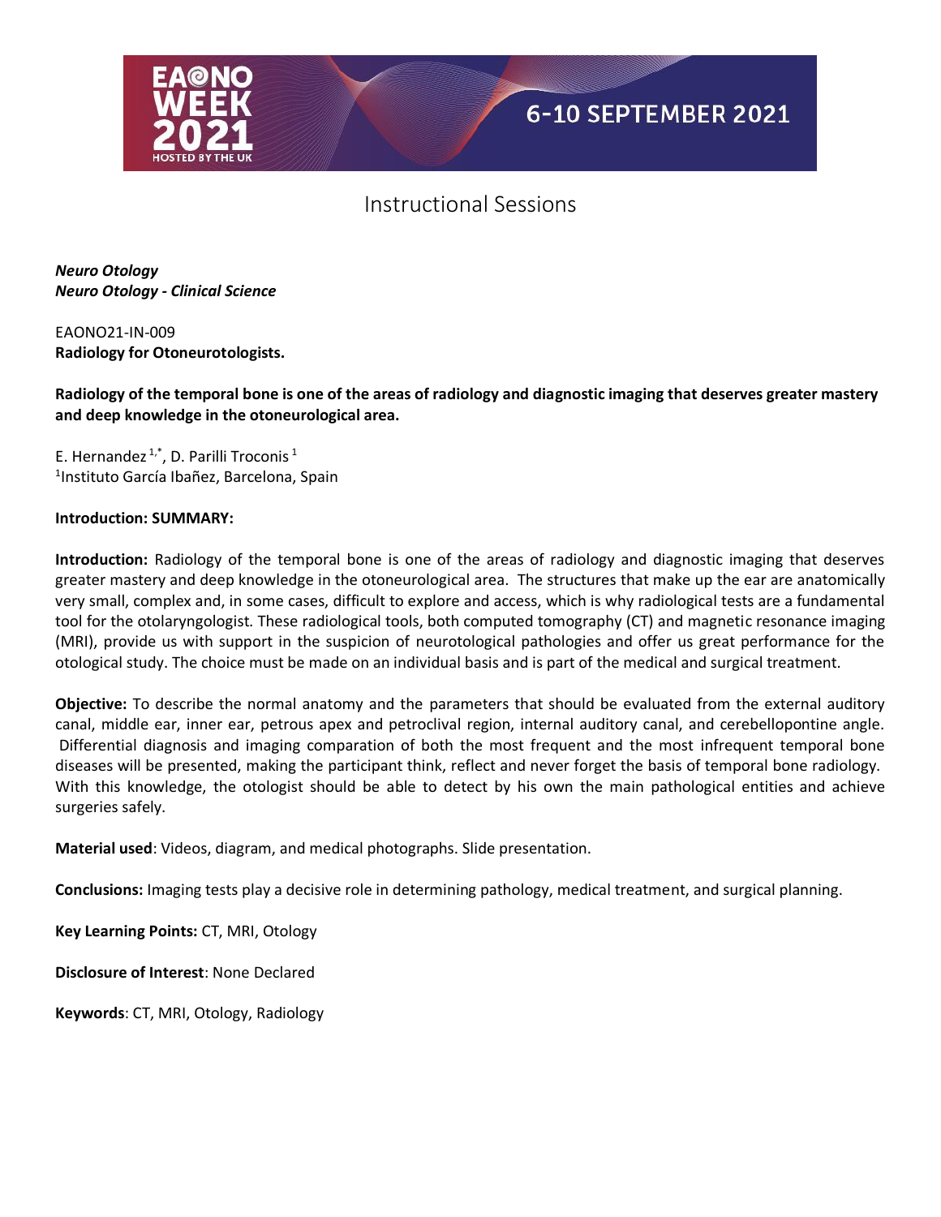Instructional Sessions

***Neuro Otology***
***Neuro Otology - Clinical Science***

EAONO21-IN-009
**Radiology for Otoneurotologists.**

**Radiology of the temporal bone is one of the areas of radiology and diagnostic imaging that deserves greater mastery and deep knowledge in the otoneurological area.**

E. Hernandez [1,*], D. Parilli Troconis [1]
[1]Instituto García Ibañez, Barcelona, Spain

**Introduction: SUMMARY:**

**Introduction:** Radiology of the temporal bone is one of the areas of radiology and diagnostic imaging that deserves greater mastery and deep knowledge in the otoneurological area. The structures that make up the ear are anatomically very small, complex and, in some cases, difficult to explore and access, which is why radiological tests are a fundamental tool for the otolaryngologist. These radiological tools, both computed tomography (CT) and magnetic resonance imaging (MRI), provide us with support in the suspicion of neurotological pathologies and offer us great performance for the otological study. The choice must be made on an individual basis and is part of the medical and surgical treatment.

**Objective:** To describe the normal anatomy and the parameters that should be evaluated from the external auditory canal, middle ear, inner ear, petrous apex and petroclival region, internal auditory canal, and cerebellopontine angle. Differential diagnosis and imaging comparation of both the most frequent and the most infrequent temporal bone diseases will be presented, making the participant think, reflect and never forget the basis of temporal bone radiology. With this knowledge, the otologist should be able to detect by his own the main pathological entities and achieve surgeries safely.

**Material used**: Videos, diagram, and medical photographs. Slide presentation.

**Conclusions:** Imaging tests play a decisive role in determining pathology, medical treatment, and surgical planning.

**Key Learning Points:** CT, MRI, Otology

**Disclosure of Interest**: None Declared

**Keywords**: CT, MRI, Otology, Radiology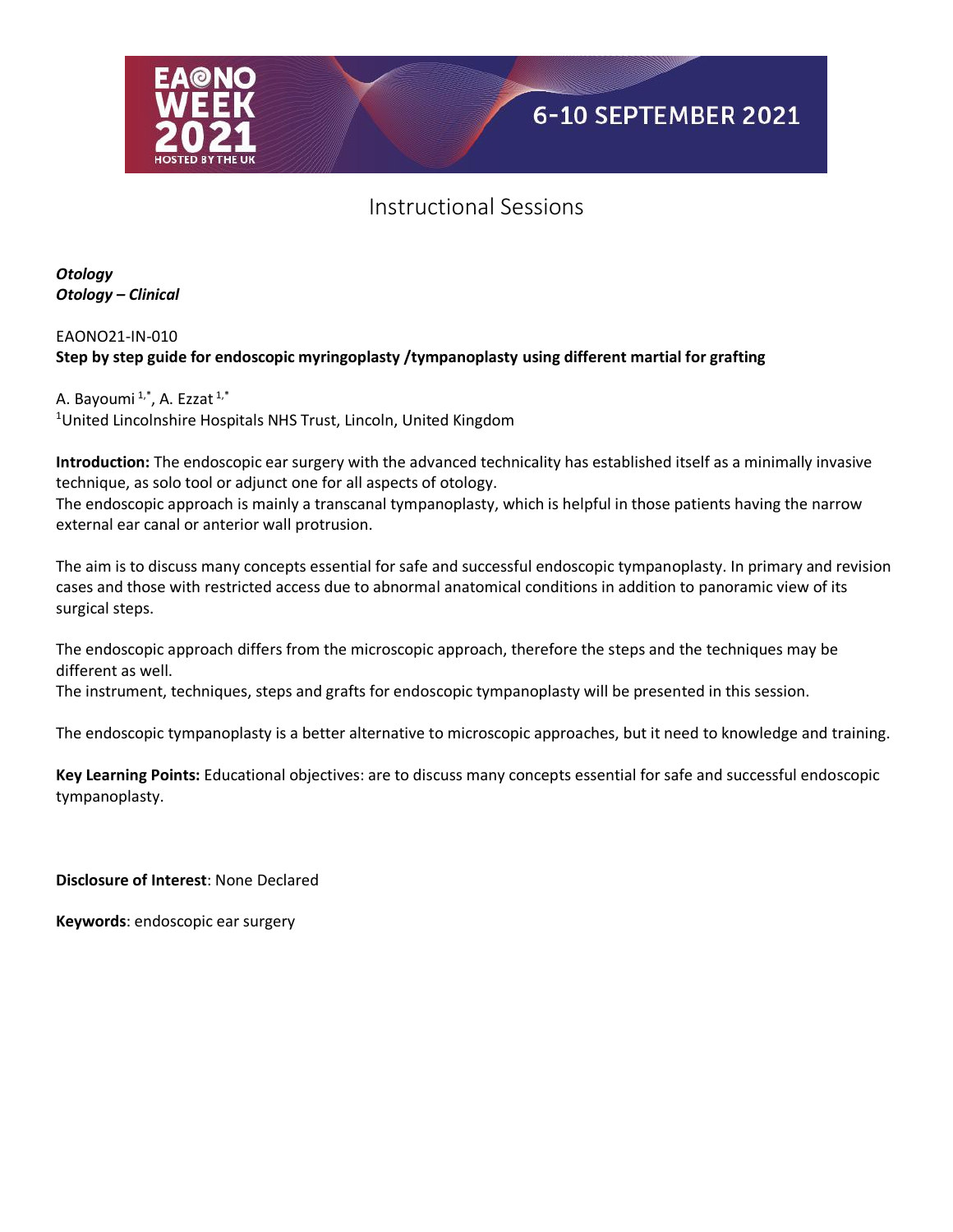Instructional Sessions

***Otology***
***Otology – Clinical***

EAONO21-IN-010
**Step by step guide for endoscopic myringoplasty /tympanoplasty using different martial for grafting**

A. Bayoumi [1,*], A. Ezzat [1,*]
[1]United Lincolnshire Hospitals NHS Trust, Lincoln, United Kingdom

**Introduction:** The endoscopic ear surgery with the advanced technicality has established itself as a minimally invasive technique, as solo tool or adjunct one for all aspects of otology.
The endoscopic approach is mainly a transcanal tympanoplasty, which is helpful in those patients having the narrow external ear canal or anterior wall protrusion.

The aim is to discuss many concepts essential for safe and successful endoscopic tympanoplasty. In primary and revision cases and those with restricted access due to abnormal anatomical conditions in addition to panoramic view of its surgical steps.

The endoscopic approach differs from the microscopic approach, therefore the steps and the techniques may be different as well.
The instrument, techniques, steps and grafts for endoscopic tympanoplasty will be presented in this session.

The endoscopic tympanoplasty is a better alternative to microscopic approaches, but it need to knowledge and training.

**Key Learning Points:** Educational objectives: are to discuss many concepts essential for safe and successful endoscopic tympanoplasty.

**Disclosure of Interest**: None Declared

**Keywords**: endoscopic ear surgery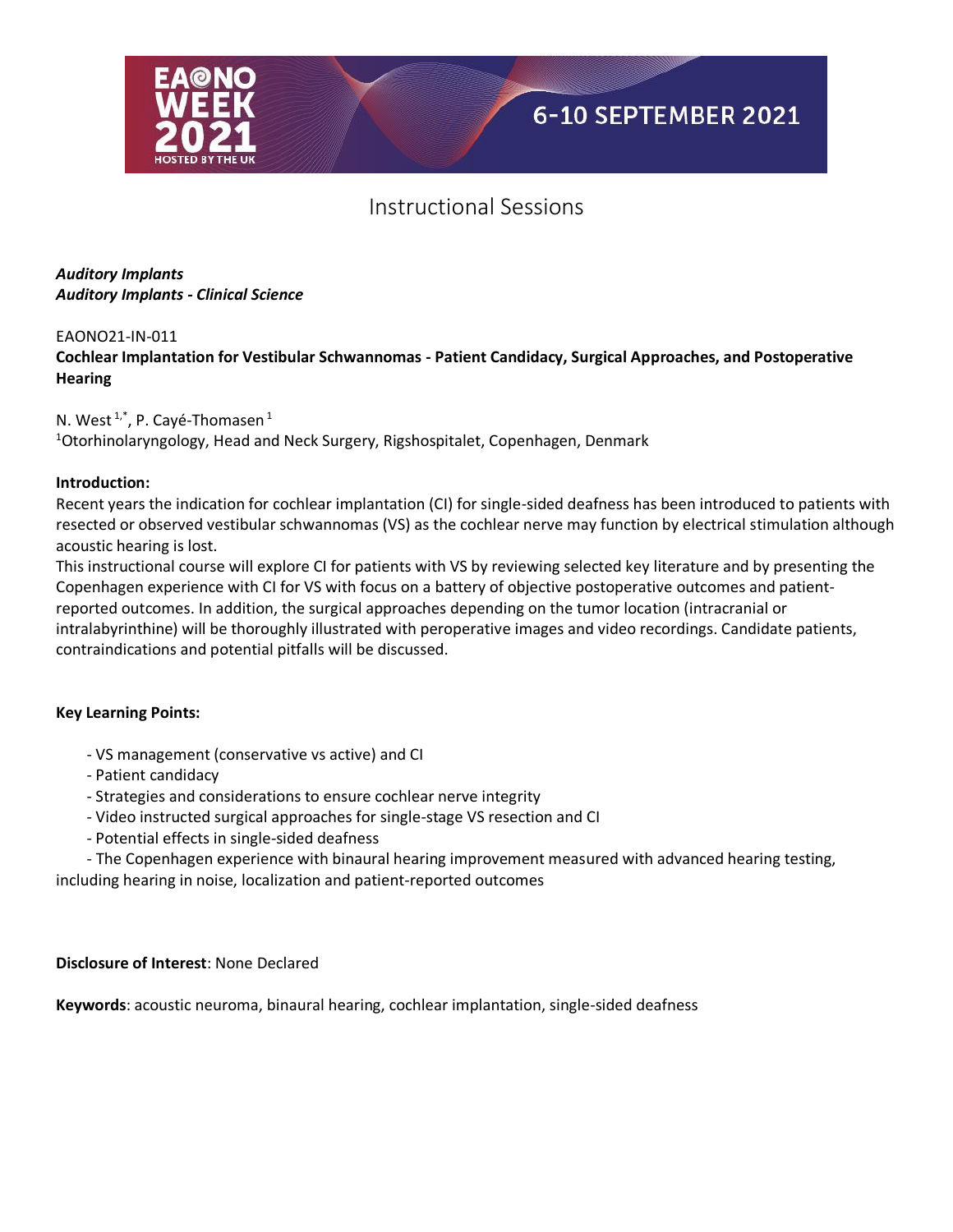# Instructional Sessions

***Auditory Implants***
***Auditory Implants - Clinical Science***

EAONO21-IN-011

**Cochlear Implantation for Vestibular Schwannomas - Patient Candidacy, Surgical Approaches, and Postoperative Hearing**

N. West [1,*], P. Cayé-Thomasen [1]

[1]Otorhinolaryngology, Head and Neck Surgery, Rigshospitalet, Copenhagen, Denmark

**Introduction:**

Recent years the indication for cochlear implantation (CI) for single-sided deafness has been introduced to patients with resected or observed vestibular schwannomas (VS) as the cochlear nerve may function by electrical stimulation although acoustic hearing is lost.

This instructional course will explore CI for patients with VS by reviewing selected key literature and by presenting the Copenhagen experience with CI for VS with focus on a battery of objective postoperative outcomes and patient-reported outcomes. In addition, the surgical approaches depending on the tumor location (intracranial or intralabyrinthine) will be thoroughly illustrated with peroperative images and video recordings. Candidate patients, contraindications and potential pitfalls will be discussed.

**Key Learning Points:**

- VS management (conservative vs active) and CI
- Patient candidacy
- Strategies and considerations to ensure cochlear nerve integrity
- Video instructed surgical approaches for single-stage VS resection and CI
- Potential effects in single-sided deafness
- The Copenhagen experience with binaural hearing improvement measured with advanced hearing testing, including hearing in noise, localization and patient-reported outcomes

**Disclosure of Interest**: None Declared

**Keywords**: acoustic neuroma, binaural hearing, cochlear implantation, single-sided deafness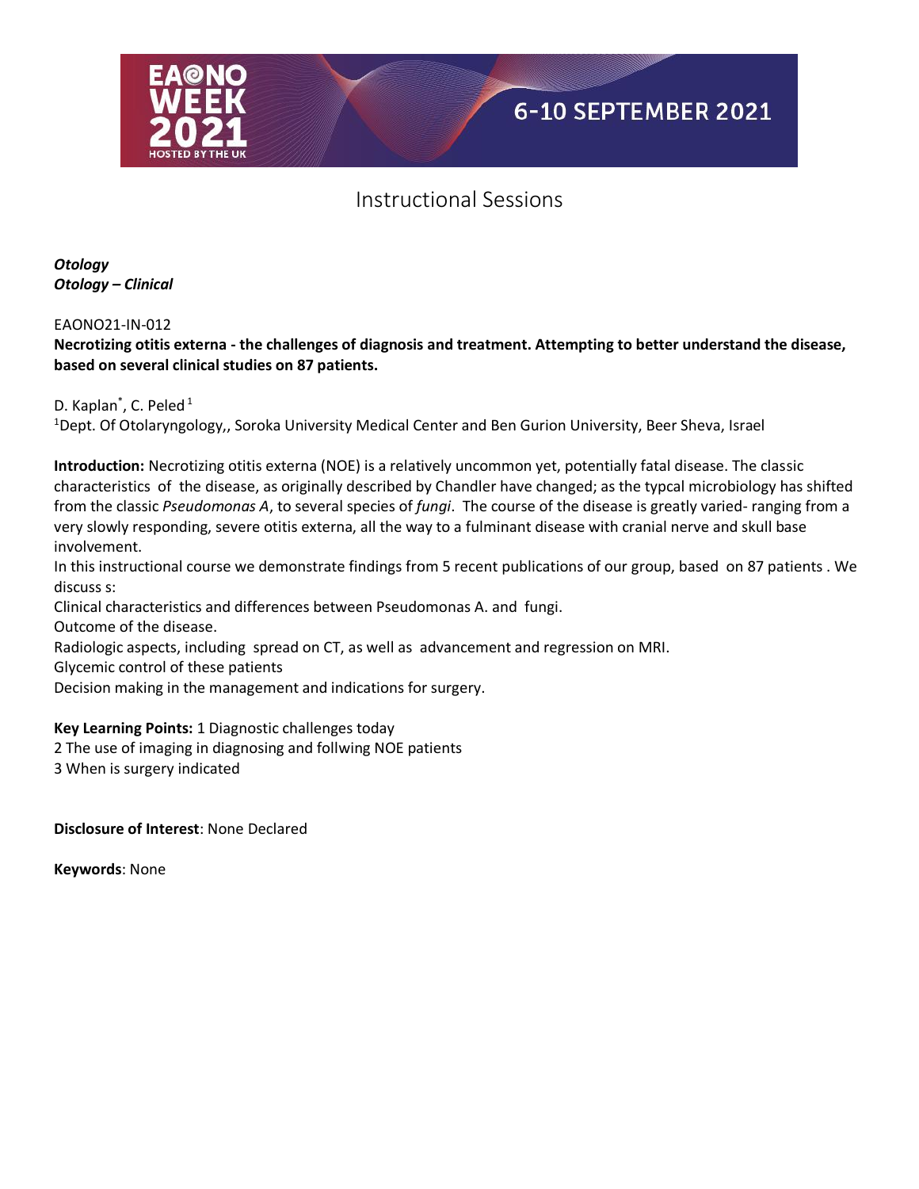Instructional Sessions

***Otology***
***Otology – Clinical***

EAONO21-IN-012

**Necrotizing otitis externa - the challenges of diagnosis and treatment. Attempting to better understand the disease, based on several clinical studies on 87 patients.**

D. Kaplan*, C. Peled[1]

[1]Dept. Of Otolaryngology,, Soroka University Medical Center and Ben Gurion University, Beer Sheva, Israel

**Introduction:** Necrotizing otitis externa (NOE) is a relatively uncommon yet, potentially fatal disease. The classic characteristics of the disease, as originally described by Chandler have changed; as the typcal microbiology has shifted from the classic *Pseudomonas A*, to several species of *fungi*. The course of the disease is greatly varied- ranging from a very slowly responding, severe otitis externa, all the way to a fulminant disease with cranial nerve and skull base involvement.

In this instructional course we demonstrate findings from 5 recent publications of our group, based on 87 patients . We discuss s:

Clinical characteristics and differences between Pseudomonas A. and fungi.

Outcome of the disease.

Radiologic aspects, including spread on CT, as well as advancement and regression on MRI.

Glycemic control of these patients

Decision making in the management and indications for surgery.

**Key Learning Points:** 1 Diagnostic challenges today

2 The use of imaging in diagnosing and follwing NOE patients

3 When is surgery indicated

**Disclosure of Interest**: None Declared

**Keywords**: None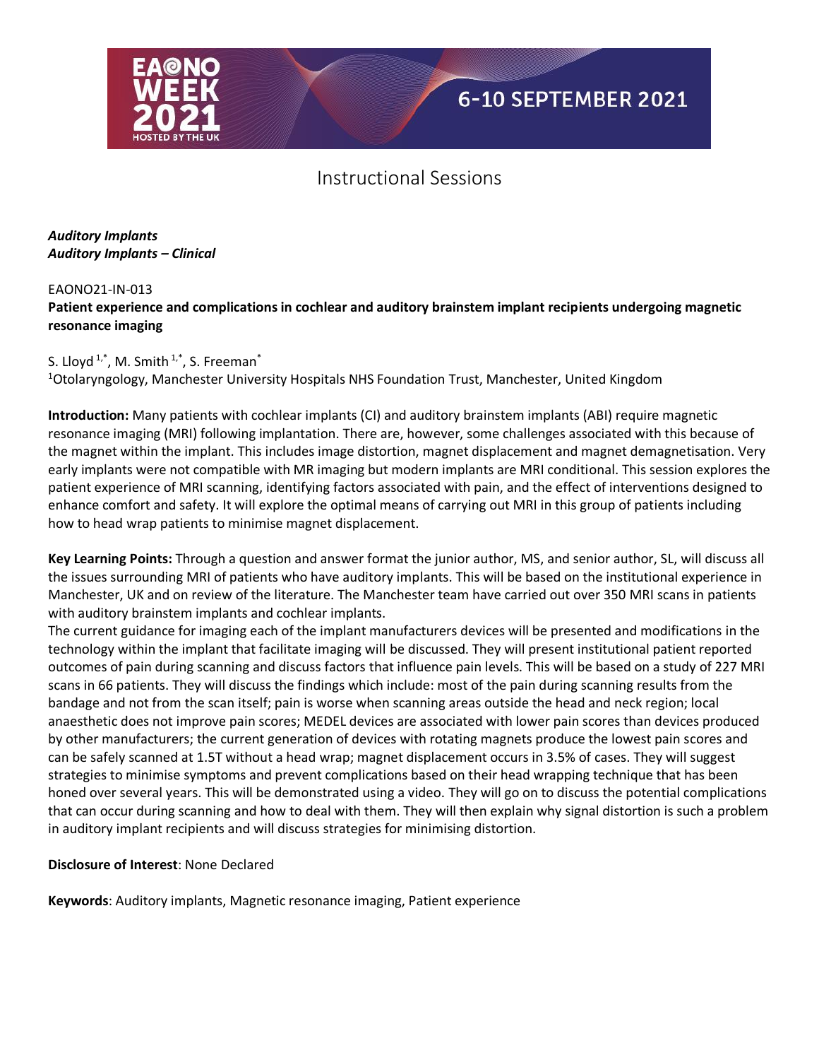# Instructional Sessions

***Auditory Implants***
***Auditory Implants – Clinical***

EAONO21-IN-013

**Patient experience and complications in cochlear and auditory brainstem implant recipients undergoing magnetic resonance imaging**

S. Lloyd[1,*], M. Smith[1,*], S. Freeman[*]

[1]Otolaryngology, Manchester University Hospitals NHS Foundation Trust, Manchester, United Kingdom

**Introduction:** Many patients with cochlear implants (CI) and auditory brainstem implants (ABI) require magnetic resonance imaging (MRI) following implantation. There are, however, some challenges associated with this because of the magnet within the implant. This includes image distortion, magnet displacement and magnet demagnetisation. Very early implants were not compatible with MR imaging but modern implants are MRI conditional. This session explores the patient experience of MRI scanning, identifying factors associated with pain, and the effect of interventions designed to enhance comfort and safety. It will explore the optimal means of carrying out MRI in this group of patients including how to head wrap patients to minimise magnet displacement.

**Key Learning Points:** Through a question and answer format the junior author, MS, and senior author, SL, will discuss all the issues surrounding MRI of patients who have auditory implants. This will be based on the institutional experience in Manchester, UK and on review of the literature. The Manchester team have carried out over 350 MRI scans in patients with auditory brainstem implants and cochlear implants.

The current guidance for imaging each of the implant manufacturers devices will be presented and modifications in the technology within the implant that facilitate imaging will be discussed. They will present institutional patient reported outcomes of pain during scanning and discuss factors that influence pain levels. This will be based on a study of 227 MRI scans in 66 patients. They will discuss the findings which include: most of the pain during scanning results from the bandage and not from the scan itself; pain is worse when scanning areas outside the head and neck region; local anaesthetic does not improve pain scores; MEDEL devices are associated with lower pain scores than devices produced by other manufacturers; the current generation of devices with rotating magnets produce the lowest pain scores and can be safely scanned at 1.5T without a head wrap; magnet displacement occurs in 3.5% of cases. They will suggest strategies to minimise symptoms and prevent complications based on their head wrapping technique that has been honed over several years. This will be demonstrated using a video. They will go on to discuss the potential complications that can occur during scanning and how to deal with them. They will then explain why signal distortion is such a problem in auditory implant recipients and will discuss strategies for minimising distortion.

**Disclosure of Interest**: None Declared

**Keywords**: Auditory implants, Magnetic resonance imaging, Patient experience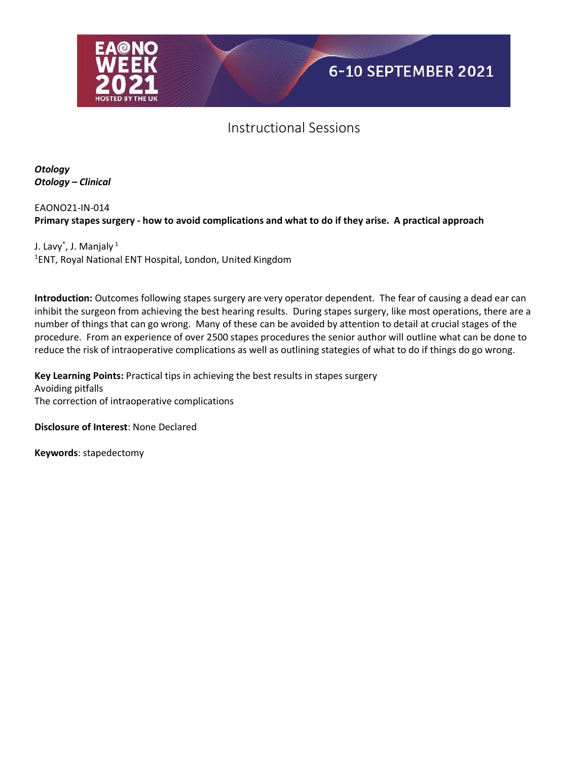Instructional Sessions

***Otology***
***Otology – Clinical***

EAONO21-IN-014
**Primary stapes surgery - how to avoid complications and what to do if they arise. A practical approach**

J. Lavy*, J. Manjaly [1]
[1]ENT, Royal National ENT Hospital, London, United Kingdom

**Introduction:** Outcomes following stapes surgery are very operator dependent. The fear of causing a dead ear can inhibit the surgeon from achieving the best hearing results. During stapes surgery, like most operations, there are a number of things that can go wrong. Many of these can be avoided by attention to detail at crucial stages of the procedure. From an experience of over 2500 stapes procedures the senior author will outline what can be done to reduce the risk of intraoperative complications as well as outlining stategies of what to do if things do go wrong.

**Key Learning Points:** Practical tips in achieving the best results in stapes surgery
Avoiding pitfalls
The correction of intraoperative complications

**Disclosure of Interest**: None Declared

**Keywords**: stapedectomy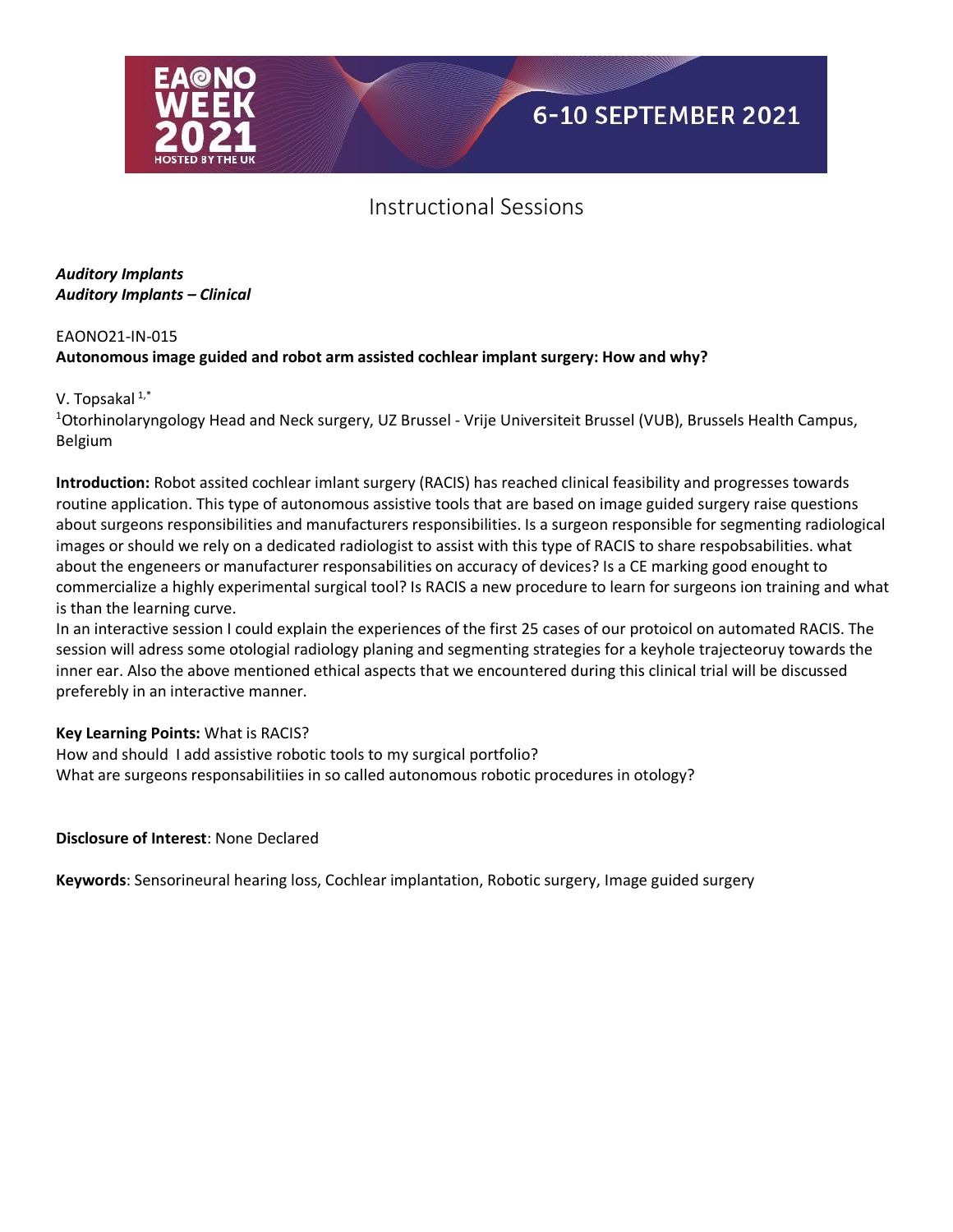## Instructional Sessions

***Auditory Implants***
***Auditory Implants – Clinical***

EAONO21-IN-015
**Autonomous image guided and robot arm assisted cochlear implant surgery: How and why?**

V. Topsakal [1,*]
[1]Otorhinolaryngology Head and Neck surgery, UZ Brussel - Vrije Universiteit Brussel (VUB), Brussels Health Campus, Belgium

**Introduction:** Robot assited cochlear imlant surgery (RACIS) has reached clinical feasibility and progresses towards routine application. This type of autonomous assistive tools that are based on image guided surgery raise questions about surgeons responsibilities and manufacturers responsibilities. Is a surgeon responsible for segmenting radiological images or should we rely on a dedicated radiologist to assist with this type of RACIS to share respobsabilities. what about the engeneers or manufacturer responsabilities on accuracy of devices? Is a CE marking good enought to commercialize a highly experimental surgical tool? Is RACIS a new procedure to learn for surgeons ion training and what is than the learning curve.
In an interactive session I could explain the experiences of the first 25 cases of our protoicol on automated RACIS. The session will adress some otologial radiology planing and segmenting strategies for a keyhole trajecteoruy towards the inner ear. Also the above mentioned ethical aspects that we encountered during this clinical trial will be discussed preferebly in an interactive manner.

**Key Learning Points:** What is RACIS?
How and should I add assistive robotic tools to my surgical portfolio?
What are surgeons responsabilitiies in so called autonomous robotic procedures in otology?

**Disclosure of Interest**: None Declared

**Keywords**: Sensorineural hearing loss, Cochlear implantation, Robotic surgery, Image guided surgery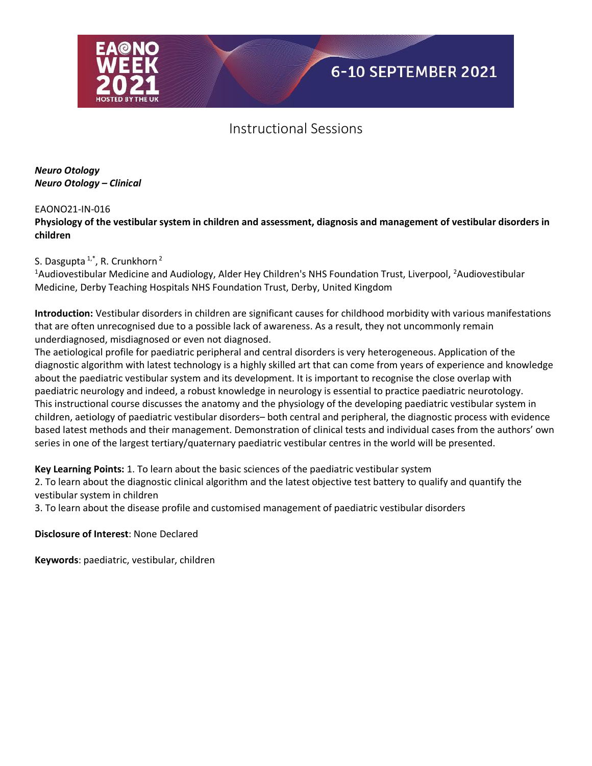# Instructional Sessions

***Neuro Otology***
***Neuro Otology – Clinical***

EAONO21-IN-016

**Physiology of the vestibular system in children and assessment, diagnosis and management of vestibular disorders in children**

S. Dasgupta [1,*], R. Crunkhorn [2]

[1]Audiovestibular Medicine and Audiology, Alder Hey Children's NHS Foundation Trust, Liverpool, [2]Audiovestibular Medicine, Derby Teaching Hospitals NHS Foundation Trust, Derby, United Kingdom

**Introduction:** Vestibular disorders in children are significant causes for childhood morbidity with various manifestations that are often unrecognised due to a possible lack of awareness. As a result, they not uncommonly remain underdiagnosed, misdiagnosed or even not diagnosed.

The aetiological profile for paediatric peripheral and central disorders is very heterogeneous. Application of the diagnostic algorithm with latest technology is a highly skilled art that can come from years of experience and knowledge about the paediatric vestibular system and its development. It is important to recognise the close overlap with paediatric neurology and indeed, a robust knowledge in neurology is essential to practice paediatric neurotology.

This instructional course discusses the anatomy and the physiology of the developing paediatric vestibular system in children, aetiology of paediatric vestibular disorders– both central and peripheral, the diagnostic process with evidence based latest methods and their management. Demonstration of clinical tests and individual cases from the authors' own series in one of the largest tertiary/quaternary paediatric vestibular centres in the world will be presented.

**Key Learning Points:** 1. To learn about the basic sciences of the paediatric vestibular system

2. To learn about the diagnostic clinical algorithm and the latest objective test battery to qualify and quantify the vestibular system in children

3. To learn about the disease profile and customised management of paediatric vestibular disorders

**Disclosure of Interest**: None Declared

**Keywords**: paediatric, vestibular, children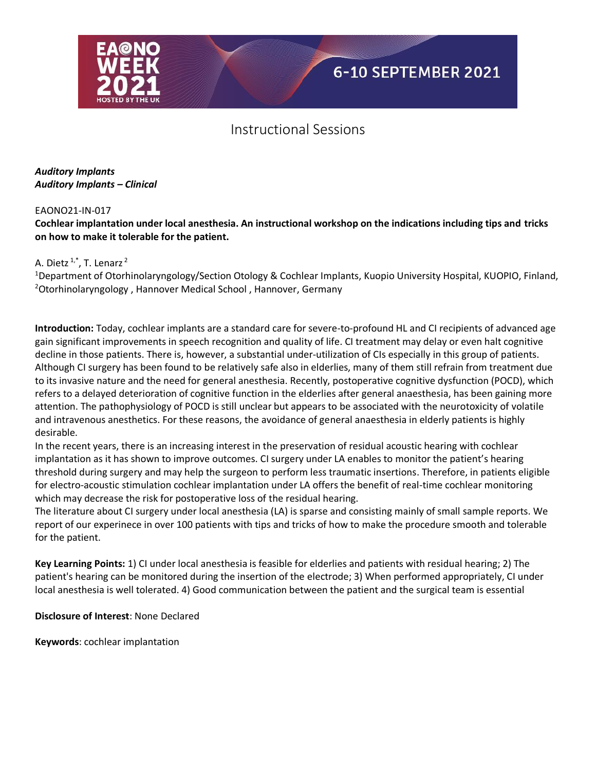# Instructional Sessions

***Auditory Implants***
***Auditory Implants – Clinical***

EAONO21-IN-017

**Cochlear implantation under local anesthesia. An instructional workshop on the indications including tips and tricks on how to make it tolerable for the patient.**

A. Dietz [1,*], T. Lenarz [2]

[1]Department of Otorhinolaryngology/Section Otology & Cochlear Implants, Kuopio University Hospital, KUOPIO, Finland, [2]Otorhinolaryngology , Hannover Medical School , Hannover, Germany

**Introduction:** Today, cochlear implants are a standard care for severe-to-profound HL and CI recipients of advanced age gain significant improvements in speech recognition and quality of life. CI treatment may delay or even halt cognitive decline in those patients. There is, however, a substantial under-utilization of CIs especially in this group of patients. Although CI surgery has been found to be relatively safe also in elderlies, many of them still refrain from treatment due to its invasive nature and the need for general anesthesia. Recently, postoperative cognitive dysfunction (POCD), which refers to a delayed deterioration of cognitive function in the elderlies after general anaesthesia, has been gaining more attention. The pathophysiology of POCD is still unclear but appears to be associated with the neurotoxicity of volatile and intravenous anesthetics. For these reasons, the avoidance of general anaesthesia in elderly patients is highly desirable.

In the recent years, there is an increasing interest in the preservation of residual acoustic hearing with cochlear implantation as it has shown to improve outcomes. CI surgery under LA enables to monitor the patient's hearing threshold during surgery and may help the surgeon to perform less traumatic insertions. Therefore, in patients eligible for electro-acoustic stimulation cochlear implantation under LA offers the benefit of real-time cochlear monitoring which may decrease the risk for postoperative loss of the residual hearing.

The literature about CI surgery under local anesthesia (LA) is sparse and consisting mainly of small sample reports. We report of our experinece in over 100 patients with tips and tricks of how to make the procedure smooth and tolerable for the patient.

**Key Learning Points:** 1) CI under local anesthesia is feasible for elderlies and patients with residual hearing; 2) The patient's hearing can be monitored during the insertion of the electrode; 3) When performed appropriately, CI under local anesthesia is well tolerated. 4) Good communication between the patient and the surgical team is essential

**Disclosure of Interest**: None Declared

**Keywords**: cochlear implantation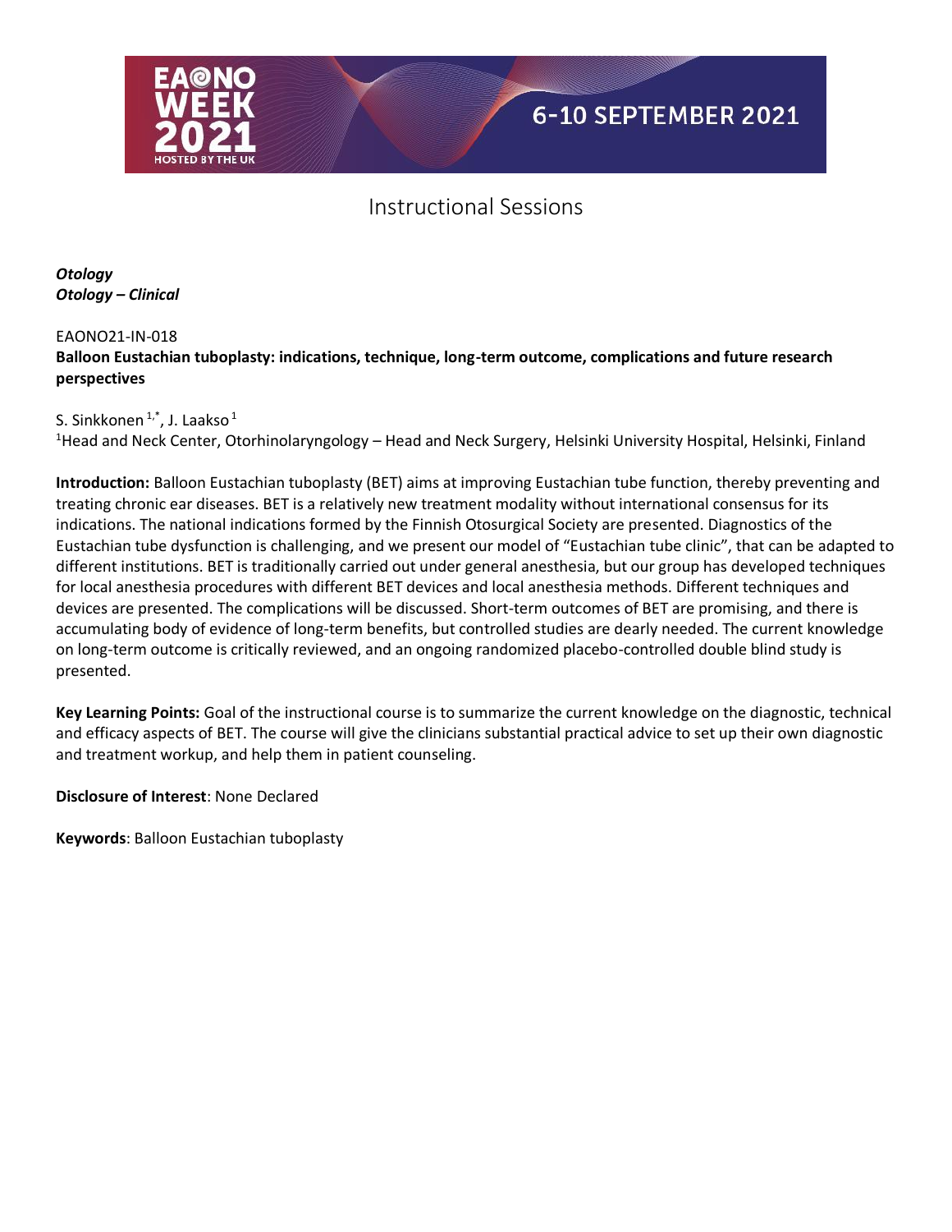# Instructional Sessions

***Otology***
***Otology – Clinical***

EAONO21-IN-018

**Balloon Eustachian tuboplasty: indications, technique, long-term outcome, complications and future research perspectives**

S. Sinkkonen [1,*], J. Laakso [1]

[1]Head and Neck Center, Otorhinolaryngology – Head and Neck Surgery, Helsinki University Hospital, Helsinki, Finland

**Introduction:** Balloon Eustachian tuboplasty (BET) aims at improving Eustachian tube function, thereby preventing and treating chronic ear diseases. BET is a relatively new treatment modality without international consensus for its indications. The national indications formed by the Finnish Otosurgical Society are presented. Diagnostics of the Eustachian tube dysfunction is challenging, and we present our model of "Eustachian tube clinic", that can be adapted to different institutions. BET is traditionally carried out under general anesthesia, but our group has developed techniques for local anesthesia procedures with different BET devices and local anesthesia methods. Different techniques and devices are presented. The complications will be discussed. Short-term outcomes of BET are promising, and there is accumulating body of evidence of long-term benefits, but controlled studies are dearly needed. The current knowledge on long-term outcome is critically reviewed, and an ongoing randomized placebo-controlled double blind study is presented.

**Key Learning Points:** Goal of the instructional course is to summarize the current knowledge on the diagnostic, technical and efficacy aspects of BET. The course will give the clinicians substantial practical advice to set up their own diagnostic and treatment workup, and help them in patient counseling.

**Disclosure of Interest**: None Declared

**Keywords**: Balloon Eustachian tuboplasty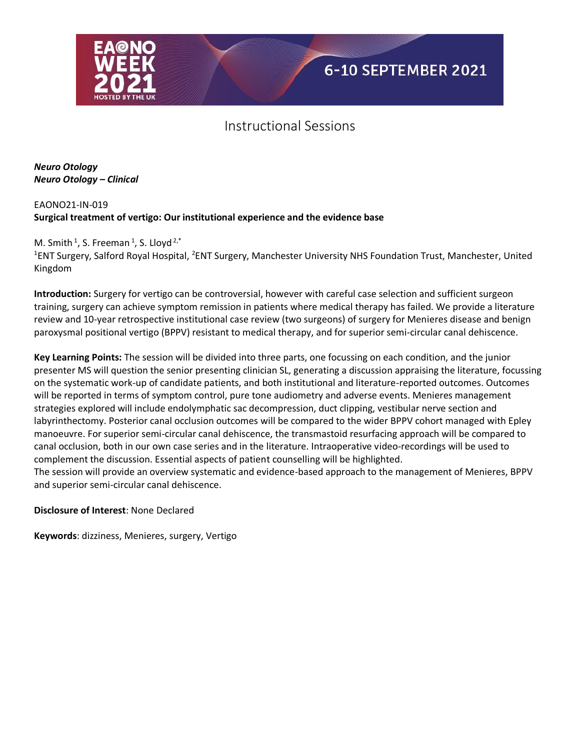# Instructional Sessions

***Neuro Otology***
***Neuro Otology – Clinical***

EAONO21-IN-019
**Surgical treatment of vertigo: Our institutional experience and the evidence base**

M. Smith [1], S. Freeman [1], S. Lloyd [2,*]
[1]ENT Surgery, Salford Royal Hospital, [2]ENT Surgery, Manchester University NHS Foundation Trust, Manchester, United Kingdom

**Introduction:** Surgery for vertigo can be controversial, however with careful case selection and sufficient surgeon training, surgery can achieve symptom remission in patients where medical therapy has failed. We provide a literature review and 10-year retrospective institutional case review (two surgeons) of surgery for Menieres disease and benign paroxysmal positional vertigo (BPPV) resistant to medical therapy, and for superior semi-circular canal dehiscence.

**Key Learning Points:** The session will be divided into three parts, one focussing on each condition, and the junior presenter MS will question the senior presenting clinician SL, generating a discussion appraising the literature, focussing on the systematic work-up of candidate patients, and both institutional and literature-reported outcomes. Outcomes will be reported in terms of symptom control, pure tone audiometry and adverse events. Menieres management strategies explored will include endolymphatic sac decompression, duct clipping, vestibular nerve section and labyrinthectomy. Posterior canal occlusion outcomes will be compared to the wider BPPV cohort managed with Epley manoeuvre. For superior semi-circular canal dehiscence, the transmastoid resurfacing approach will be compared to canal occlusion, both in our own case series and in the literature. Intraoperative video-recordings will be used to complement the discussion. Essential aspects of patient counselling will be highlighted.
The session will provide an overview systematic and evidence-based approach to the management of Menieres, BPPV and superior semi-circular canal dehiscence.

**Disclosure of Interest**: None Declared

**Keywords**: dizziness, Menieres, surgery, Vertigo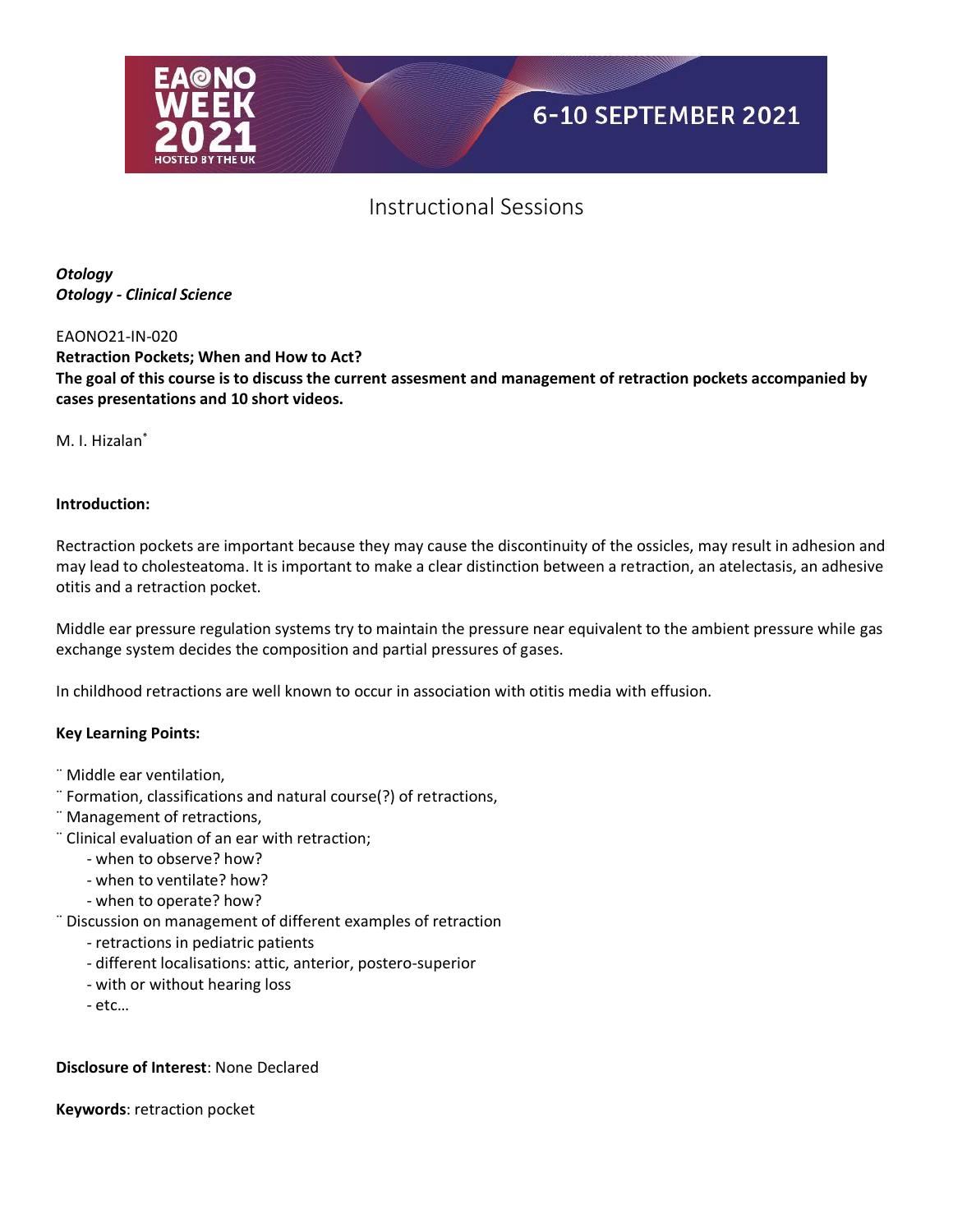# Instructional Sessions

***Otology***
***Otology - Clinical Science***

EAONO21-IN-020

**Retraction Pockets; When and How to Act?**

**The goal of this course is to discuss the current assesment and management of retraction pockets accompanied by cases presentations and 10 short videos.**

M. I. Hizalan*

**Introduction:**

Rectraction pockets are important because they may cause the discontinuity of the ossicles, may result in adhesion and may lead to cholesteatoma. It is important to make a clear distinction between a retraction, an atelectasis, an adhesive otitis and a retraction pocket.

Middle ear pressure regulation systems try to maintain the pressure near equivalent to the ambient pressure while gas exchange system decides the composition and partial pressures of gases.

In childhood retractions are well known to occur in association with otitis media with effusion.

**Key Learning Points:**

- Middle ear ventilation,
- Formation, classifications and natural course(?) of retractions,
- Management of retractions,
- Clinical evaluation of an ear with retraction;
  - when to observe? how?
  - when to ventilate? how?
  - when to operate? how?
- Discussion on management of different examples of retraction
  - retractions in pediatric patients
  - different localisations: attic, anterior, postero-superior
  - with or without hearing loss
  - etc…

**Disclosure of Interest**: None Declared

**Keywords**: retraction pocket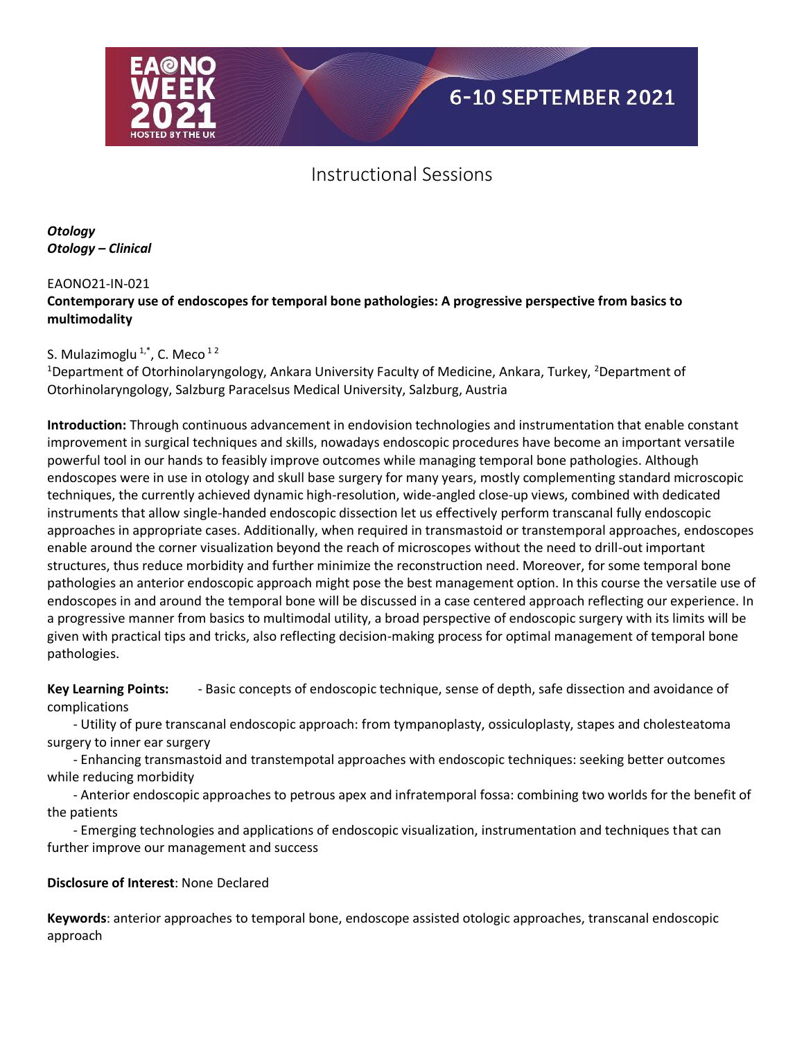# Instructional Sessions

***Otology***
***Otology – Clinical***

EAONO21-IN-021

**Contemporary use of endoscopes for temporal bone pathologies: A progressive perspective from basics to multimodality**

S. Mulazimoglu [1,*], C. Meco [1 2]

[1]Department of Otorhinolaryngology, Ankara University Faculty of Medicine, Ankara, Turkey, [2]Department of Otorhinolaryngology, Salzburg Paracelsus Medical University, Salzburg, Austria

**Introduction:** Through continuous advancement in endovision technologies and instrumentation that enable constant improvement in surgical techniques and skills, nowadays endoscopic procedures have become an important versatile powerful tool in our hands to feasibly improve outcomes while managing temporal bone pathologies. Although endoscopes were in use in otology and skull base surgery for many years, mostly complementing standard microscopic techniques, the currently achieved dynamic high-resolution, wide-angled close-up views, combined with dedicated instruments that allow single-handed endoscopic dissection let us effectively perform transcanal fully endoscopic approaches in appropriate cases. Additionally, when required in transmastoid or transtemporal approaches, endoscopes enable around the corner visualization beyond the reach of microscopes without the need to drill-out important structures, thus reduce morbidity and further minimize the reconstruction need. Moreover, for some temporal bone pathologies an anterior endoscopic approach might pose the best management option. In this course the versatile use of endoscopes in and around the temporal bone will be discussed in a case centered approach reflecting our experience. In a progressive manner from basics to multimodal utility, a broad perspective of endoscopic surgery with its limits will be given with practical tips and tricks, also reflecting decision-making process for optimal management of temporal bone pathologies.

**Key Learning Points:**

- Basic concepts of endoscopic technique, sense of depth, safe dissection and avoidance of complications
- Utility of pure transcanal endoscopic approach: from tympanoplasty, ossiculoplasty, stapes and cholesteatoma surgery to inner ear surgery
- Enhancing transmastoid and transtempotal approaches with endoscopic techniques: seeking better outcomes while reducing morbidity
- Anterior endoscopic approaches to petrous apex and infratemporal fossa: combining two worlds for the benefit of the patients
- Emerging technologies and applications of endoscopic visualization, instrumentation and techniques that can further improve our management and success

**Disclosure of Interest**: None Declared

**Keywords**: anterior approaches to temporal bone, endoscope assisted otologic approaches, transcanal endoscopic approach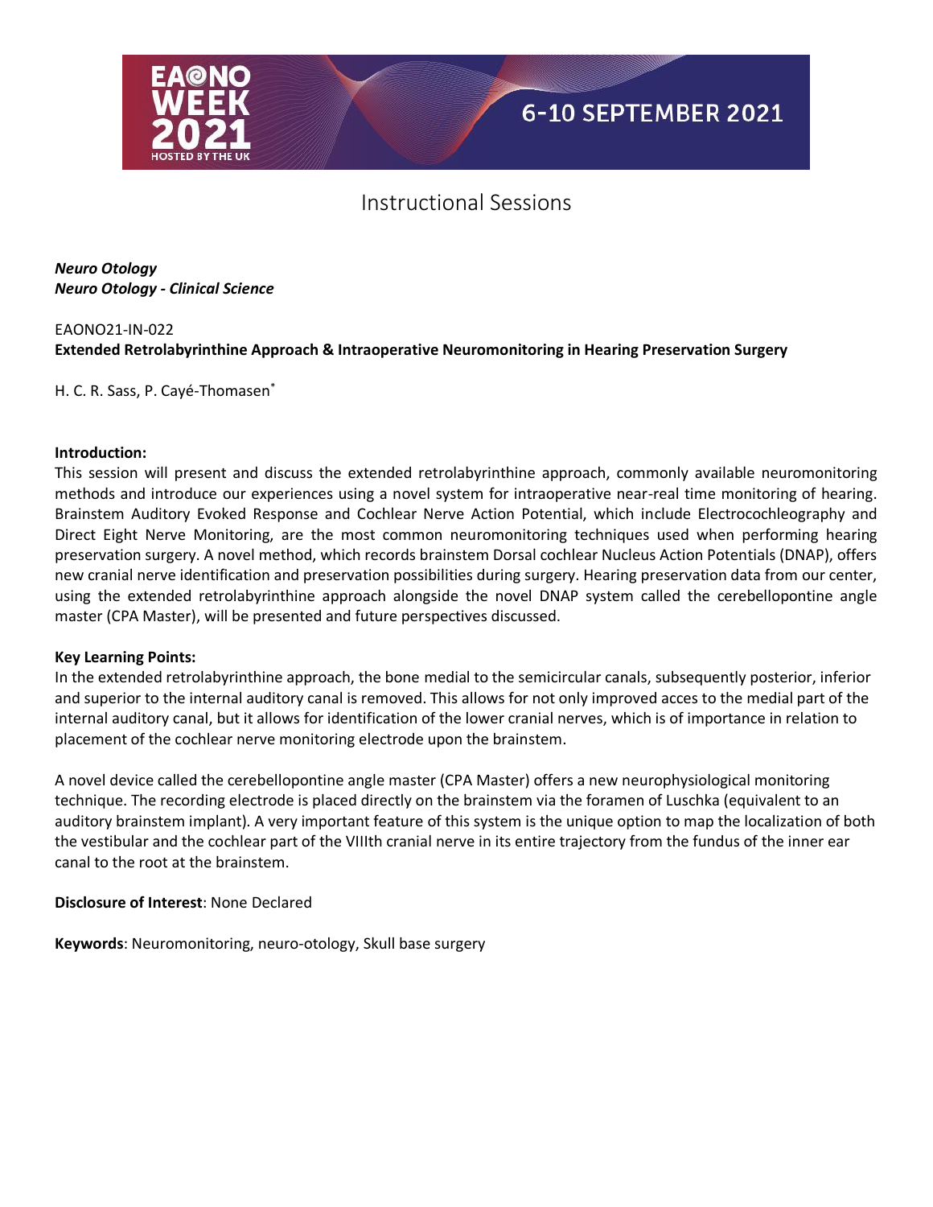# Instructional Sessions

***Neuro Otology***
***Neuro Otology - Clinical Science***

EAONO21-IN-022
**Extended Retrolabyrinthine Approach & Intraoperative Neuromonitoring in Hearing Preservation Surgery**

H. C. R. Sass, P. Cayé-Thomasen*

**Introduction:**
This session will present and discuss the extended retrolabyrinthine approach, commonly available neuromonitoring methods and introduce our experiences using a novel system for intraoperative near-real time monitoring of hearing. Brainstem Auditory Evoked Response and Cochlear Nerve Action Potential, which include Electrocochleography and Direct Eight Nerve Monitoring, are the most common neuromonitoring techniques used when performing hearing preservation surgery. A novel method, which records brainstem Dorsal cochlear Nucleus Action Potentials (DNAP), offers new cranial nerve identification and preservation possibilities during surgery. Hearing preservation data from our center, using the extended retrolabyrinthine approach alongside the novel DNAP system called the cerebellopontine angle master (CPA Master), will be presented and future perspectives discussed.

**Key Learning Points:**
In the extended retrolabyrinthine approach, the bone medial to the semicircular canals, subsequently posterior, inferior and superior to the internal auditory canal is removed. This allows for not only improved acces to the medial part of the internal auditory canal, but it allows for identification of the lower cranial nerves, which is of importance in relation to placement of the cochlear nerve monitoring electrode upon the brainstem.

A novel device called the cerebellopontine angle master (CPA Master) offers a new neurophysiological monitoring technique. The recording electrode is placed directly on the brainstem via the foramen of Luschka (equivalent to an auditory brainstem implant). A very important feature of this system is the unique option to map the localization of both the vestibular and the cochlear part of the VIIIth cranial nerve in its entire trajectory from the fundus of the inner ear canal to the root at the brainstem.

**Disclosure of Interest**: None Declared

**Keywords**: Neuromonitoring, neuro-otology, Skull base surgery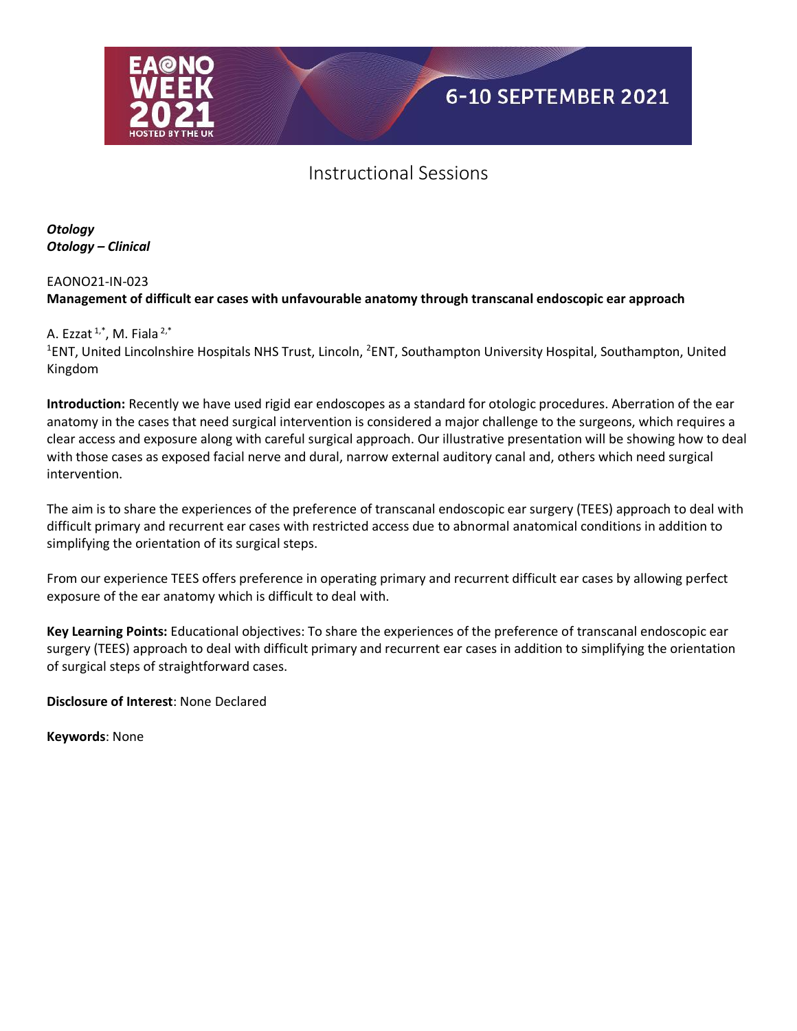Instructional Sessions

***Otology***
***Otology – Clinical***

EAONO21-IN-023
**Management of difficult ear cases with unfavourable anatomy through transcanal endoscopic ear approach**

A. Ezzat [1,*], M. Fiala [2,*]
[1]ENT, United Lincolnshire Hospitals NHS Trust, Lincoln, [2]ENT, Southampton University Hospital, Southampton, United Kingdom

**Introduction:** Recently we have used rigid ear endoscopes as a standard for otologic procedures. Aberration of the ear anatomy in the cases that need surgical intervention is considered a major challenge to the surgeons, which requires a clear access and exposure along with careful surgical approach. Our illustrative presentation will be showing how to deal with those cases as exposed facial nerve and dural, narrow external auditory canal and, others which need surgical intervention.

The aim is to share the experiences of the preference of transcanal endoscopic ear surgery (TEES) approach to deal with difficult primary and recurrent ear cases with restricted access due to abnormal anatomical conditions in addition to simplifying the orientation of its surgical steps.

From our experience TEES offers preference in operating primary and recurrent difficult ear cases by allowing perfect exposure of the ear anatomy which is difficult to deal with.

**Key Learning Points:** Educational objectives: To share the experiences of the preference of transcanal endoscopic ear surgery (TEES) approach to deal with difficult primary and recurrent ear cases in addition to simplifying the orientation of surgical steps of straightforward cases.

**Disclosure of Interest**: None Declared

**Keywords**: None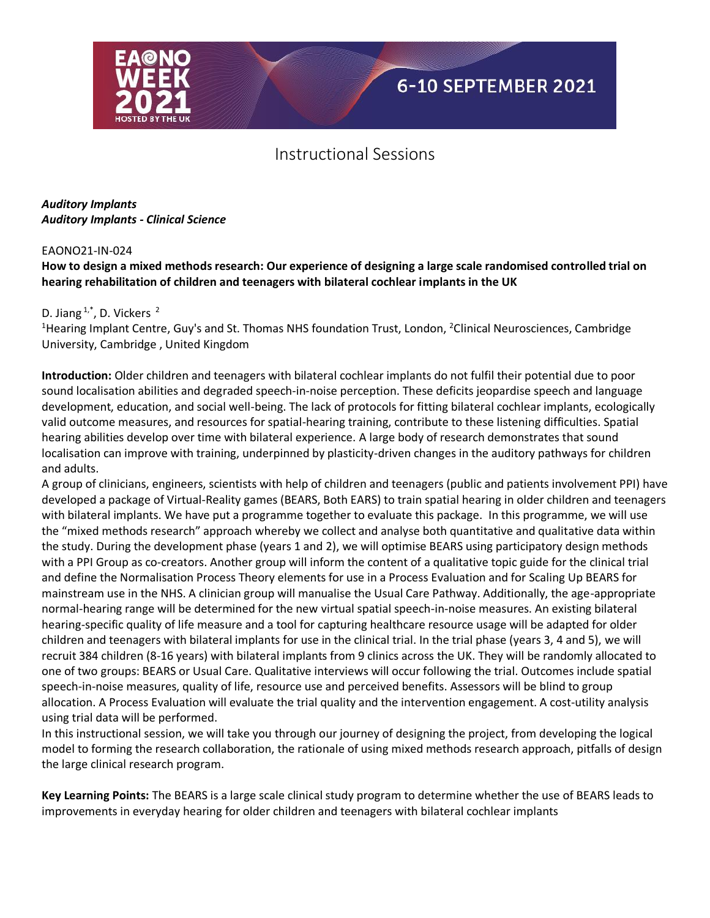# Instructional Sessions

***Auditory Implants***
***Auditory Implants - Clinical Science***

EAONO21-IN-024

**How to design a mixed methods research: Our experience of designing a large scale randomised controlled trial on hearing rehabilitation of children and teenagers with bilateral cochlear implants in the UK**

D. Jiang[1,*], D. Vickers [2]

[1]Hearing Implant Centre, Guy's and St. Thomas NHS foundation Trust, London, [2]Clinical Neurosciences, Cambridge University, Cambridge , United Kingdom

**Introduction:** Older children and teenagers with bilateral cochlear implants do not fulfil their potential due to poor sound localisation abilities and degraded speech-in-noise perception. These deficits jeopardise speech and language development, education, and social well-being. The lack of protocols for fitting bilateral cochlear implants, ecologically valid outcome measures, and resources for spatial-hearing training, contribute to these listening difficulties. Spatial hearing abilities develop over time with bilateral experience. A large body of research demonstrates that sound localisation can improve with training, underpinned by plasticity-driven changes in the auditory pathways for children and adults.

A group of clinicians, engineers, scientists with help of children and teenagers (public and patients involvement PPI) have developed a package of Virtual-Reality games (BEARS, Both EARS) to train spatial hearing in older children and teenagers with bilateral implants. We have put a programme together to evaluate this package. In this programme, we will use the "mixed methods research" approach whereby we collect and analyse both quantitative and qualitative data within the study. During the development phase (years 1 and 2), we will optimise BEARS using participatory design methods with a PPI Group as co-creators. Another group will inform the content of a qualitative topic guide for the clinical trial and define the Normalisation Process Theory elements for use in a Process Evaluation and for Scaling Up BEARS for mainstream use in the NHS. A clinician group will manualise the Usual Care Pathway. Additionally, the age-appropriate normal-hearing range will be determined for the new virtual spatial speech-in-noise measures. An existing bilateral hearing-specific quality of life measure and a tool for capturing healthcare resource usage will be adapted for older children and teenagers with bilateral implants for use in the clinical trial. In the trial phase (years 3, 4 and 5), we will recruit 384 children (8-16 years) with bilateral implants from 9 clinics across the UK. They will be randomly allocated to one of two groups: BEARS or Usual Care. Qualitative interviews will occur following the trial. Outcomes include spatial speech-in-noise measures, quality of life, resource use and perceived benefits. Assessors will be blind to group allocation. A Process Evaluation will evaluate the trial quality and the intervention engagement. A cost-utility analysis using trial data will be performed.

In this instructional session, we will take you through our journey of designing the project, from developing the logical model to forming the research collaboration, the rationale of using mixed methods research approach, pitfalls of design the large clinical research program.

**Key Learning Points:** The BEARS is a large scale clinical study program to determine whether the use of BEARS leads to improvements in everyday hearing for older children and teenagers with bilateral cochlear implants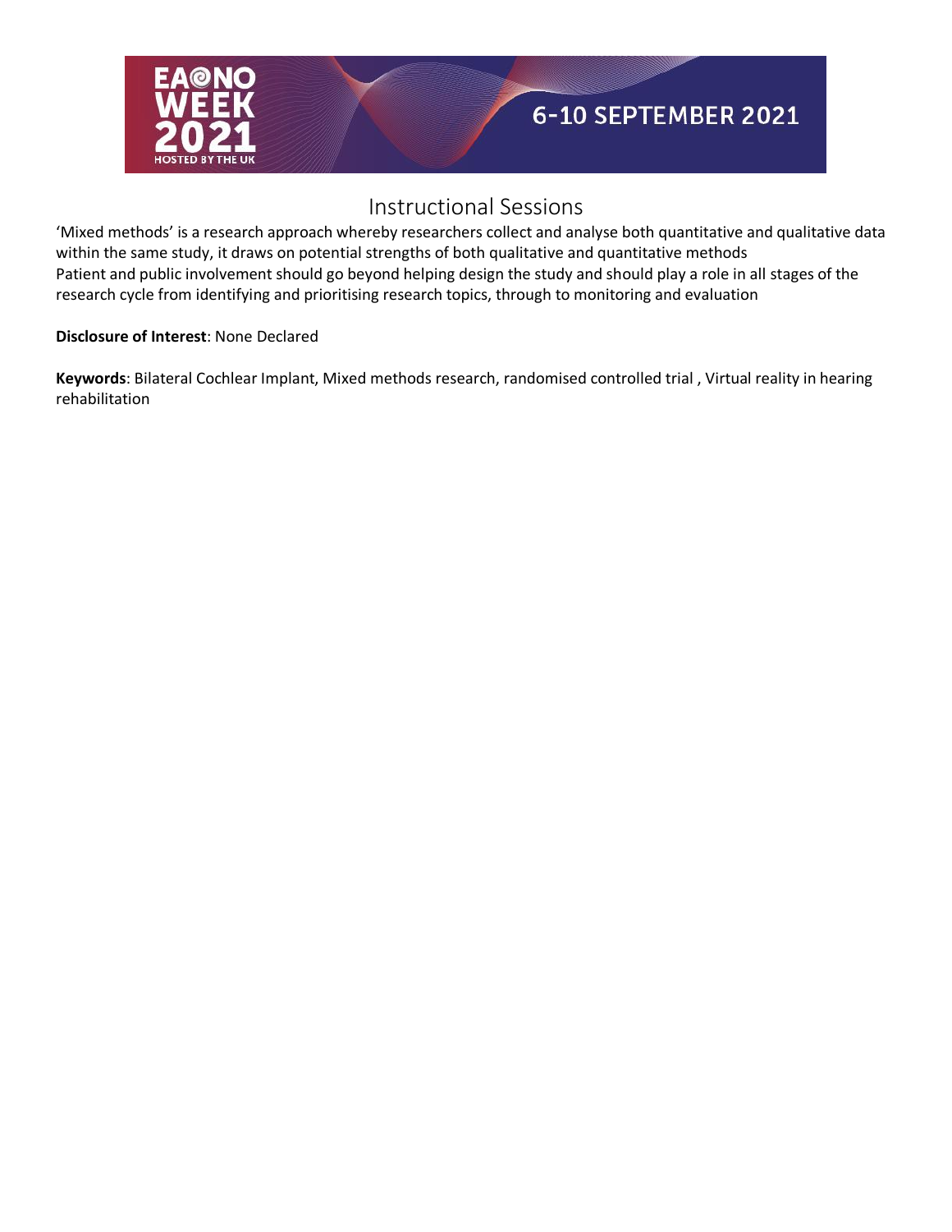# Instructional Sessions

'Mixed methods' is a research approach whereby researchers collect and analyse both quantitative and qualitative data within the same study, it draws on potential strengths of both qualitative and quantitative methods
Patient and public involvement should go beyond helping design the study and should play a role in all stages of the research cycle from identifying and prioritising research topics, through to monitoring and evaluation

**Disclosure of Interest**: None Declared

**Keywords**: Bilateral Cochlear Implant, Mixed methods research, randomised controlled trial , Virtual reality in hearing rehabilitation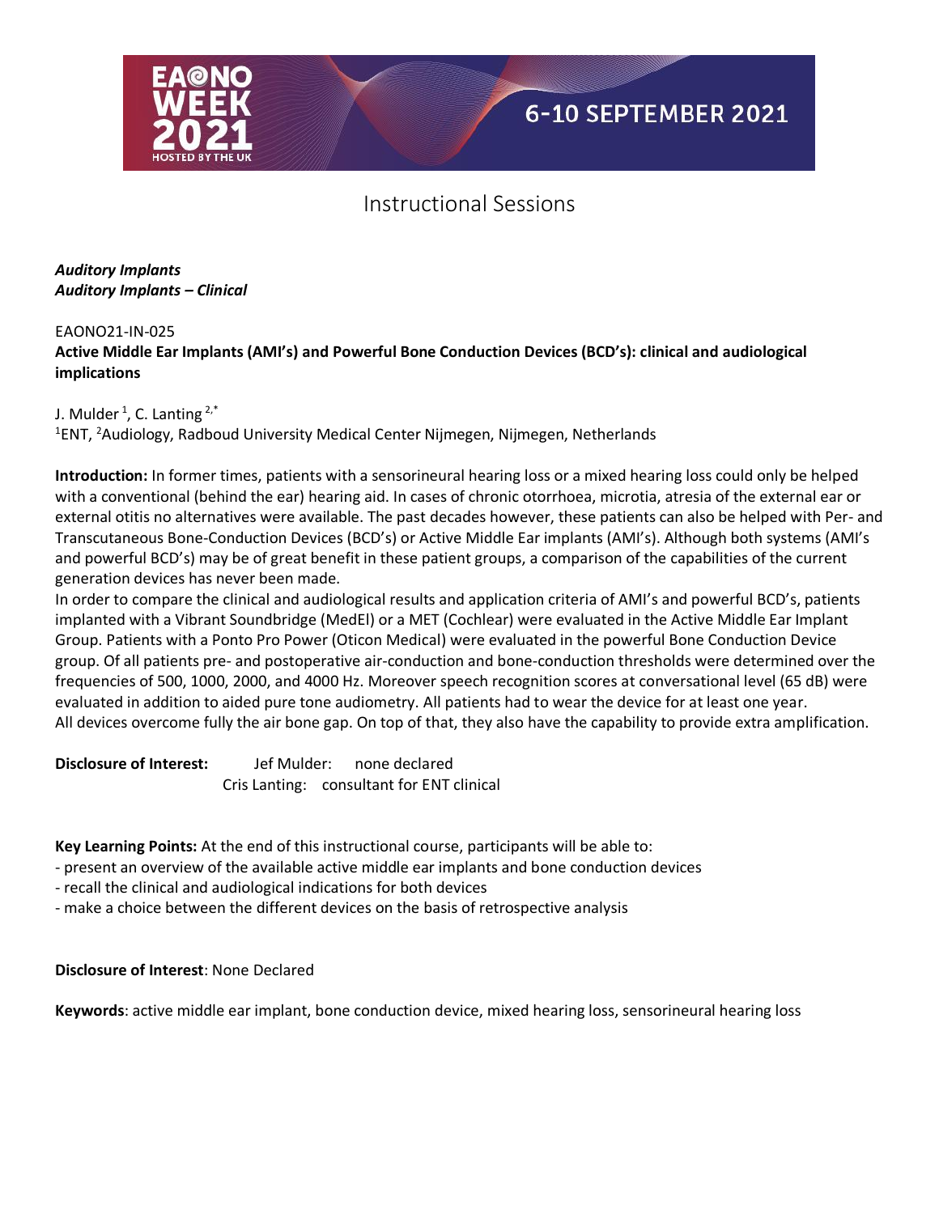## Instructional Sessions

***Auditory Implants***
***Auditory Implants – Clinical***

EAONO21-IN-025

**Active Middle Ear Implants (AMI's) and Powerful Bone Conduction Devices (BCD's): clinical and audiological implications**

J. Mulder [1], C. Lanting [2,*]

[1]ENT, [2]Audiology, Radboud University Medical Center Nijmegen, Nijmegen, Netherlands

**Introduction:** In former times, patients with a sensorineural hearing loss or a mixed hearing loss could only be helped with a conventional (behind the ear) hearing aid. In cases of chronic otorrhoea, microtia, atresia of the external ear or external otitis no alternatives were available. The past decades however, these patients can also be helped with Per- and Transcutaneous Bone-Conduction Devices (BCD's) or Active Middle Ear implants (AMI's). Although both systems (AMI's and powerful BCD's) may be of great benefit in these patient groups, a comparison of the capabilities of the current generation devices has never been made.

In order to compare the clinical and audiological results and application criteria of AMI's and powerful BCD's, patients implanted with a Vibrant Soundbridge (MedEl) or a MET (Cochlear) were evaluated in the Active Middle Ear Implant Group. Patients with a Ponto Pro Power (Oticon Medical) were evaluated in the powerful Bone Conduction Device group. Of all patients pre- and postoperative air-conduction and bone-conduction thresholds were determined over the frequencies of 500, 1000, 2000, and 4000 Hz. Moreover speech recognition scores at conversational level (65 dB) were evaluated in addition to aided pure tone audiometry. All patients had to wear the device for at least one year.

All devices overcome fully the air bone gap. On top of that, they also have the capability to provide extra amplification.

**Disclosure of Interest:** Jef Mulder: none declared
Cris Lanting: consultant for ENT clinical

**Key Learning Points:** At the end of this instructional course, participants will be able to:

- present an overview of the available active middle ear implants and bone conduction devices
- recall the clinical and audiological indications for both devices
- make a choice between the different devices on the basis of retrospective analysis

**Disclosure of Interest**: None Declared

**Keywords**: active middle ear implant, bone conduction device, mixed hearing loss, sensorineural hearing loss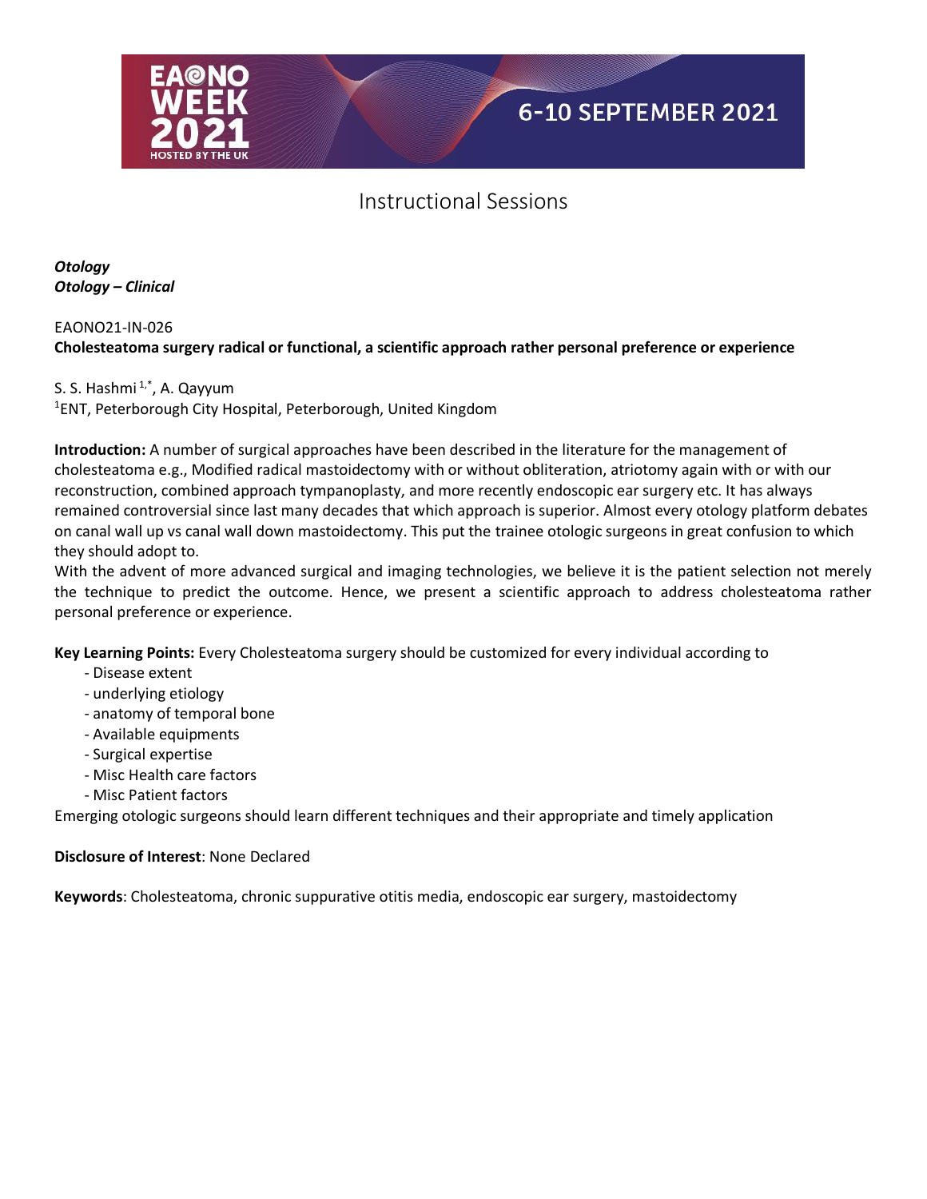# Instructional Sessions

***Otology***
***Otology – Clinical***

EAONO21-IN-026
**Cholesteatoma surgery radical or functional, a scientific approach rather personal preference or experience**

S. S. Hashmi [1,*], A. Qayyum
[1]ENT, Peterborough City Hospital, Peterborough, United Kingdom

**Introduction:** A number of surgical approaches have been described in the literature for the management of cholesteatoma e.g., Modified radical mastoidectomy with or without obliteration, atriotomy again with or with our reconstruction, combined approach tympanoplasty, and more recently endoscopic ear surgery etc. It has always remained controversial since last many decades that which approach is superior. Almost every otology platform debates on canal wall up vs canal wall down mastoidectomy. This put the trainee otologic surgeons in great confusion to which they should adopt to.
With the advent of more advanced surgical and imaging technologies, we believe it is the patient selection not merely the technique to predict the outcome. Hence, we present a scientific approach to address cholesteatoma rather personal preference or experience.

**Key Learning Points:** Every Cholesteatoma surgery should be customized for every individual according to

- Disease extent
- underlying etiology
- anatomy of temporal bone
- Available equipments
- Surgical expertise
- Misc Health care factors
- Misc Patient factors

Emerging otologic surgeons should learn different techniques and their appropriate and timely application

**Disclosure of Interest**: None Declared

**Keywords**: Cholesteatoma, chronic suppurative otitis media, endoscopic ear surgery, mastoidectomy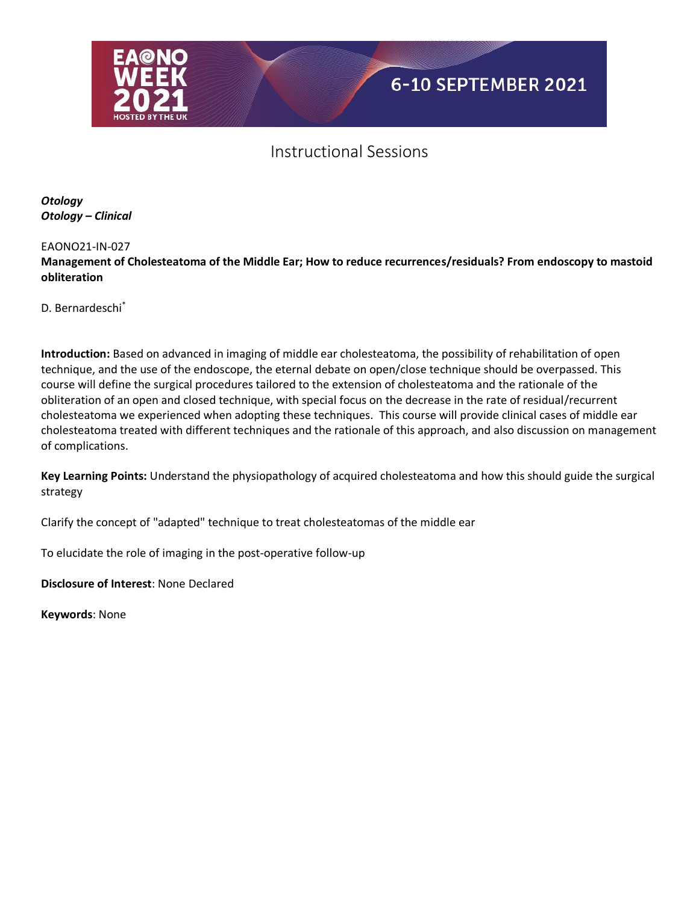## Instructional Sessions

***Otology***
***Otology – Clinical***

EAONO21-IN-027

**Management of Cholesteatoma of the Middle Ear; How to reduce recurrences/residuals? From endoscopy to mastoid obliteration**

D. Bernardeschi*

**Introduction:** Based on advanced in imaging of middle ear cholesteatoma, the possibility of rehabilitation of open technique, and the use of the endoscope, the eternal debate on open/close technique should be overpassed. This course will define the surgical procedures tailored to the extension of cholesteatoma and the rationale of the obliteration of an open and closed technique, with special focus on the decrease in the rate of residual/recurrent cholesteatoma we experienced when adopting these techniques. This course will provide clinical cases of middle ear cholesteatoma treated with different techniques and the rationale of this approach, and also discussion on management of complications.

**Key Learning Points:** Understand the physiopathology of acquired cholesteatoma and how this should guide the surgical strategy

Clarify the concept of "adapted" technique to treat cholesteatomas of the middle ear

To elucidate the role of imaging in the post-operative follow-up

**Disclosure of Interest**: None Declared

**Keywords**: None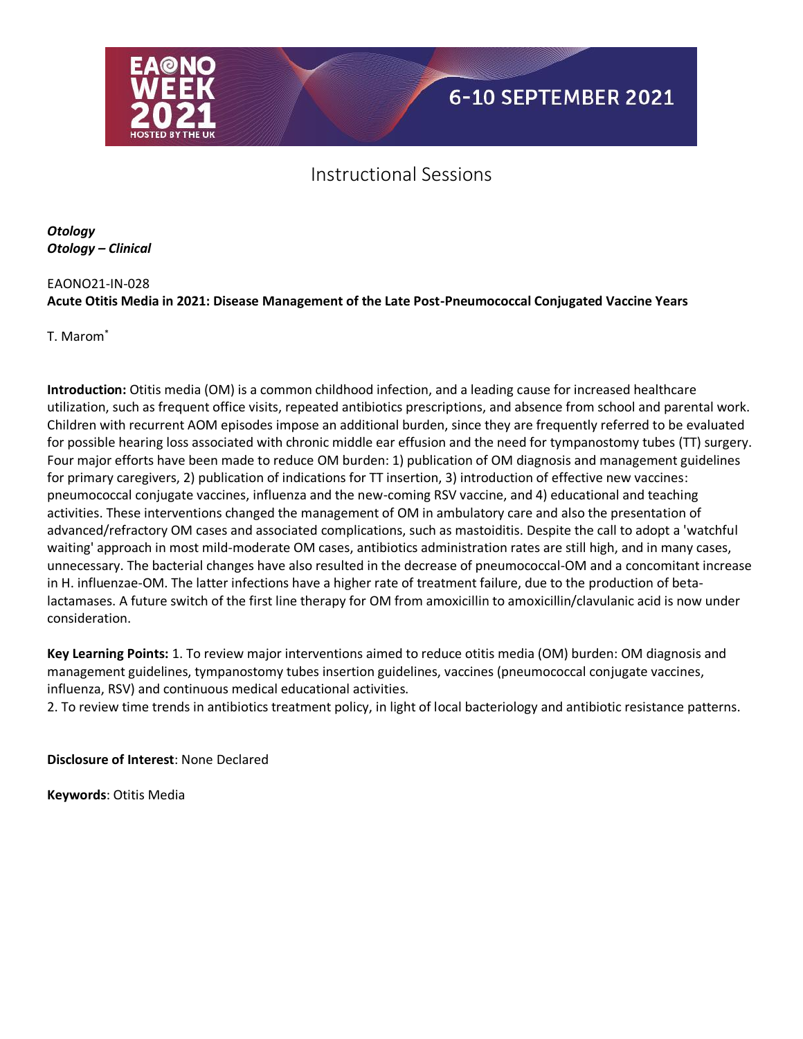Instructional Sessions

***Otology***
***Otology – Clinical***

EAONO21-IN-028
**Acute Otitis Media in 2021: Disease Management of the Late Post-Pneumococcal Conjugated Vaccine Years**

T. Marom*

**Introduction:** Otitis media (OM) is a common childhood infection, and a leading cause for increased healthcare utilization, such as frequent office visits, repeated antibiotics prescriptions, and absence from school and parental work. Children with recurrent AOM episodes impose an additional burden, since they are frequently referred to be evaluated for possible hearing loss associated with chronic middle ear effusion and the need for tympanostomy tubes (TT) surgery. Four major efforts have been made to reduce OM burden: 1) publication of OM diagnosis and management guidelines for primary caregivers, 2) publication of indications for TT insertion, 3) introduction of effective new vaccines: pneumococcal conjugate vaccines, influenza and the new-coming RSV vaccine, and 4) educational and teaching activities. These interventions changed the management of OM in ambulatory care and also the presentation of advanced/refractory OM cases and associated complications, such as mastoiditis. Despite the call to adopt a 'watchful waiting' approach in most mild-moderate OM cases, antibiotics administration rates are still high, and in many cases, unnecessary. The bacterial changes have also resulted in the decrease of pneumococcal-OM and a concomitant increase in H. influenzae-OM. The latter infections have a higher rate of treatment failure, due to the production of beta-lactamases. A future switch of the first line therapy for OM from amoxicillin to amoxicillin/clavulanic acid is now under consideration.

**Key Learning Points:** 1. To review major interventions aimed to reduce otitis media (OM) burden: OM diagnosis and management guidelines, tympanostomy tubes insertion guidelines, vaccines (pneumococcal conjugate vaccines, influenza, RSV) and continuous medical educational activities.
2. To review time trends in antibiotics treatment policy, in light of local bacteriology and antibiotic resistance patterns.

**Disclosure of Interest**: None Declared

**Keywords**: Otitis Media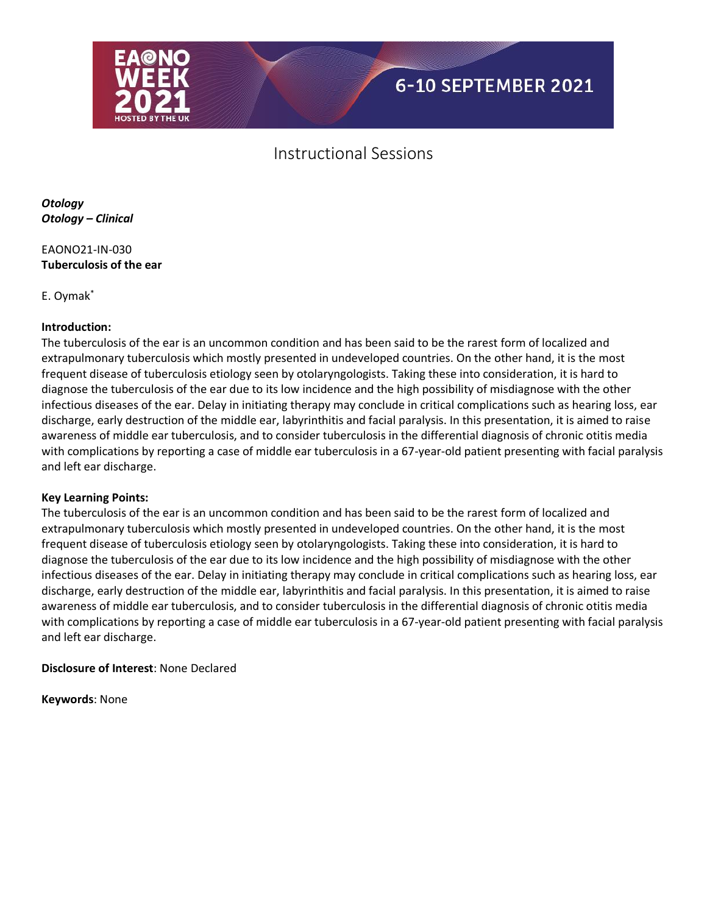*Otology*
***Otology – Clinical***

EAONO21-IN-030
**Tuberculosis of the ear**

E. Oymak*

**Introduction:**
The tuberculosis of the ear is an uncommon condition and has been said to be the rarest form of localized and extrapulmonary tuberculosis which mostly presented in undeveloped countries. On the other hand, it is the most frequent disease of tuberculosis etiology seen by otolaryngologists. Taking these into consideration, it is hard to diagnose the tuberculosis of the ear due to its low incidence and the high possibility of misdiagnose with the other infectious diseases of the ear. Delay in initiating therapy may conclude in critical complications such as hearing loss, ear discharge, early destruction of the middle ear, labyrinthitis and facial paralysis. In this presentation, it is aimed to raise awareness of middle ear tuberculosis, and to consider tuberculosis in the differential diagnosis of chronic otitis media with complications by reporting a case of middle ear tuberculosis in a 67-year-old patient presenting with facial paralysis and left ear discharge.

**Key Learning Points:**
The tuberculosis of the ear is an uncommon condition and has been said to be the rarest form of localized and extrapulmonary tuberculosis which mostly presented in undeveloped countries. On the other hand, it is the most frequent disease of tuberculosis etiology seen by otolaryngologists. Taking these into consideration, it is hard to diagnose the tuberculosis of the ear due to its low incidence and the high possibility of misdiagnose with the other infectious diseases of the ear. Delay in initiating therapy may conclude in critical complications such as hearing loss, ear discharge, early destruction of the middle ear, labyrinthitis and facial paralysis. In this presentation, it is aimed to raise awareness of middle ear tuberculosis, and to consider tuberculosis in the differential diagnosis of chronic otitis media with complications by reporting a case of middle ear tuberculosis in a 67-year-old patient presenting with facial paralysis and left ear discharge.

**Disclosure of Interest**: None Declared

**Keywords**: None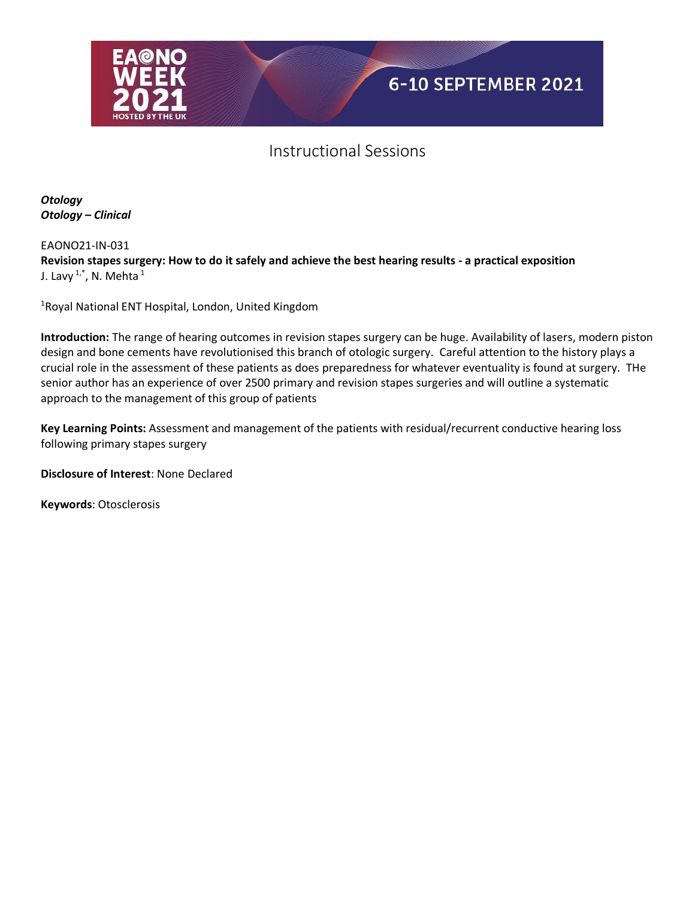# Instructional Sessions

***Otology***
***Otology – Clinical***

EAONO21-IN-031

**Revision stapes surgery: How to do it safely and achieve the best hearing results - a practical exposition**

J. Lavy [1,*], N. Mehta [1]

[1]Royal National ENT Hospital, London, United Kingdom

**Introduction:** The range of hearing outcomes in revision stapes surgery can be huge. Availability of lasers, modern piston design and bone cements have revolutionised this branch of otologic surgery. Careful attention to the history plays a crucial role in the assessment of these patients as does preparedness for whatever eventuality is found at surgery. THe senior author has an experience of over 2500 primary and revision stapes surgeries and will outline a systematic approach to the management of this group of patients

**Key Learning Points:** Assessment and management of the patients with residual/recurrent conductive hearing loss following primary stapes surgery

**Disclosure of Interest**: None Declared

**Keywords**: Otosclerosis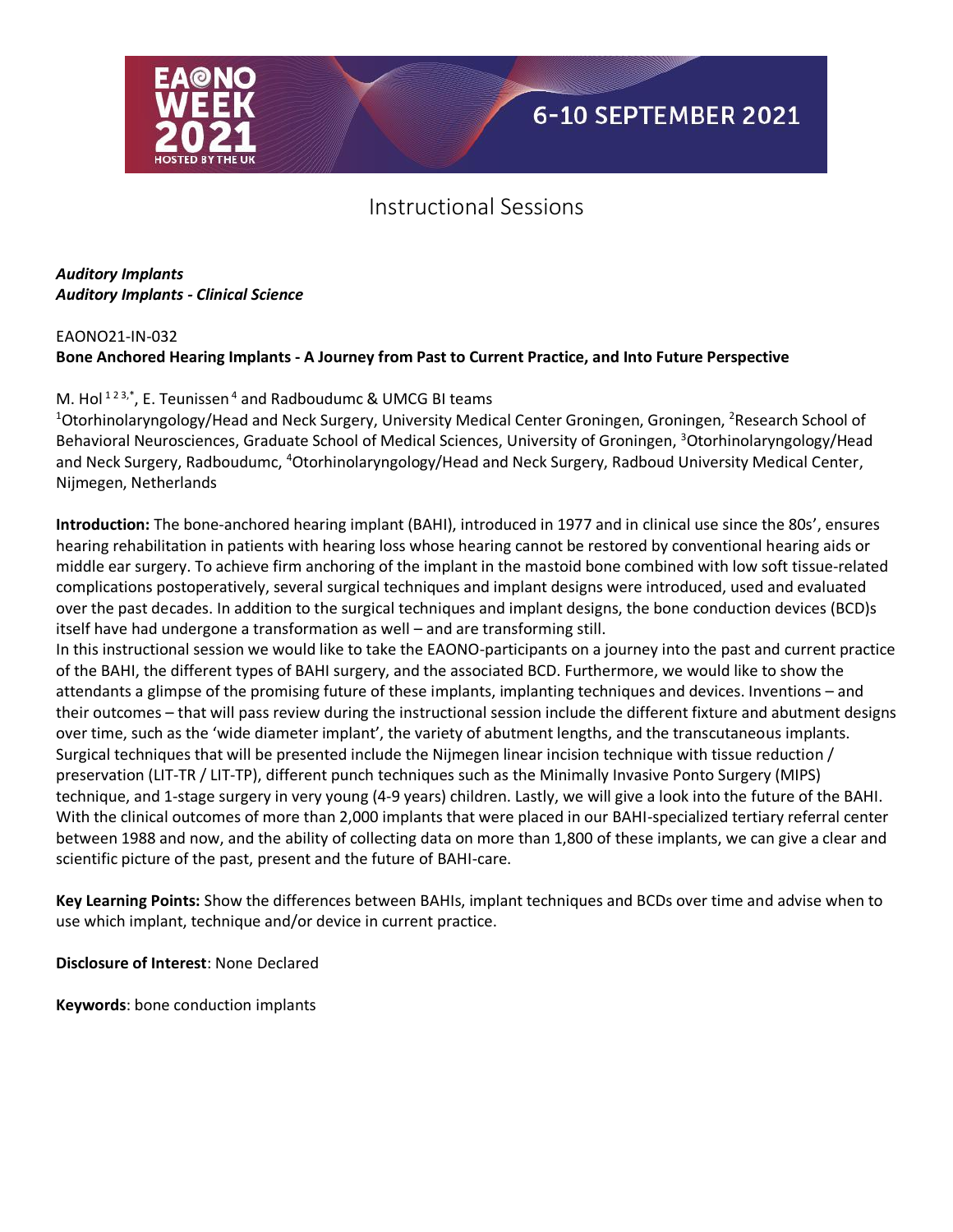# Instructional Sessions

***Auditory Implants***
***Auditory Implants - Clinical Science***

EAONO21-IN-032
**Bone Anchored Hearing Implants - A Journey from Past to Current Practice, and Into Future Perspective**

M. Hol [1 2 3,*], E. Teunissen [4] and Radboudumc & UMCG BI teams

[1]Otorhinolaryngology/Head and Neck Surgery, University Medical Center Groningen, Groningen, [2]Research School of Behavioral Neurosciences, Graduate School of Medical Sciences, University of Groningen, [3]Otorhinolaryngology/Head and Neck Surgery, Radboudumc, [4]Otorhinolaryngology/Head and Neck Surgery, Radboud University Medical Center, Nijmegen, Netherlands

**Introduction:** The bone-anchored hearing implant (BAHI), introduced in 1977 and in clinical use since the 80s', ensures hearing rehabilitation in patients with hearing loss whose hearing cannot be restored by conventional hearing aids or middle ear surgery. To achieve firm anchoring of the implant in the mastoid bone combined with low soft tissue-related complications postoperatively, several surgical techniques and implant designs were introduced, used and evaluated over the past decades. In addition to the surgical techniques and implant designs, the bone conduction devices (BCD)s itself have had undergone a transformation as well – and are transforming still.
In this instructional session we would like to take the EAONO-participants on a journey into the past and current practice of the BAHI, the different types of BAHI surgery, and the associated BCD. Furthermore, we would like to show the attendants a glimpse of the promising future of these implants, implanting techniques and devices. Inventions – and their outcomes – that will pass review during the instructional session include the different fixture and abutment designs over time, such as the 'wide diameter implant', the variety of abutment lengths, and the transcutaneous implants. Surgical techniques that will be presented include the Nijmegen linear incision technique with tissue reduction / preservation (LIT-TR / LIT-TP), different punch techniques such as the Minimally Invasive Ponto Surgery (MIPS) technique, and 1-stage surgery in very young (4-9 years) children. Lastly, we will give a look into the future of the BAHI. With the clinical outcomes of more than 2,000 implants that were placed in our BAHI-specialized tertiary referral center between 1988 and now, and the ability of collecting data on more than 1,800 of these implants, we can give a clear and scientific picture of the past, present and the future of BAHI-care.

**Key Learning Points:** Show the differences between BAHIs, implant techniques and BCDs over time and advise when to use which implant, technique and/or device in current practice.

**Disclosure of Interest**: None Declared

**Keywords**: bone conduction implants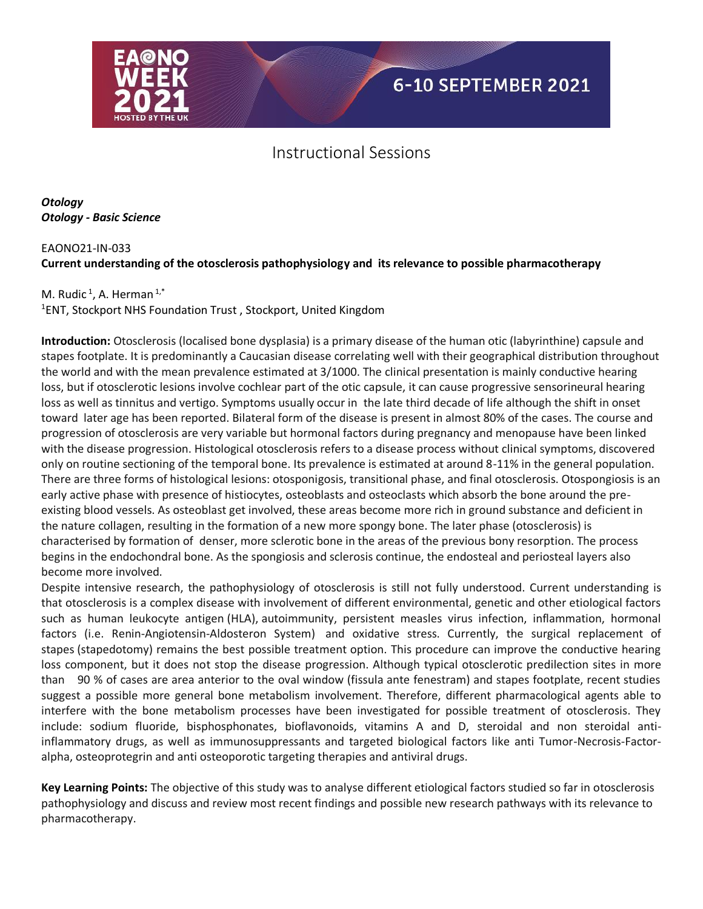# Instructional Sessions

***Otology***
***Otology - Basic Science***

EAONO21-IN-033
**Current understanding of the otosclerosis pathophysiology and its relevance to possible pharmacotherapy**

M. Rudic[1], A. Herman[1,*]
[1]ENT, Stockport NHS Foundation Trust , Stockport, United Kingdom

**Introduction:** Otosclerosis (localised bone dysplasia) is a primary disease of the human otic (labyrinthine) capsule and stapes footplate. It is predominantly a Caucasian disease correlating well with their geographical distribution throughout the world and with the mean prevalence estimated at 3/1000. The clinical presentation is mainly conductive hearing loss, but if otosclerotic lesions involve cochlear part of the otic capsule, it can cause progressive sensorineural hearing loss as well as tinnitus and vertigo. Symptoms usually occur in the late third decade of life although the shift in onset toward later age has been reported. Bilateral form of the disease is present in almost 80% of the cases. The course and progression of otosclerosis are very variable but hormonal factors during pregnancy and menopause have been linked with the disease progression. Histological otosclerosis refers to a disease process without clinical symptoms, discovered only on routine sectioning of the temporal bone. Its prevalence is estimated at around 8-11% in the general population. There are three forms of histological lesions: otosponigosis, transitional phase, and final otosclerosis. Otospongiosis is an early active phase with presence of histiocytes, osteoblasts and osteoclasts which absorb the bone around the pre-existing blood vessels. As osteoblast get involved, these areas become more rich in ground substance and deficient in the nature collagen, resulting in the formation of a new more spongy bone. The later phase (otosclerosis) is characterised by formation of denser, more sclerotic bone in the areas of the previous bony resorption. The process begins in the endochondral bone. As the spongiosis and sclerosis continue, the endosteal and periosteal layers also become more involved.

Despite intensive research, the pathophysiology of otosclerosis is still not fully understood. Current understanding is that otosclerosis is a complex disease with involvement of different environmental, genetic and other etiological factors such as human leukocyte antigen (HLA), autoimmunity, persistent measles virus infection, inflammation, hormonal factors (i.e. Renin-Angiotensin-Aldosteron System) and oxidative stress. Currently, the surgical replacement of stapes (stapedotomy) remains the best possible treatment option. This procedure can improve the conductive hearing loss component, but it does not stop the disease progression. Although typical otosclerotic predilection sites in more than 90 % of cases are area anterior to the oval window (fissula ante fenestram) and stapes footplate, recent studies suggest a possible more general bone metabolism involvement. Therefore, different pharmacological agents able to interfere with the bone metabolism processes have been investigated for possible treatment of otosclerosis. They include: sodium fluoride, bisphosphonates, bioflavonoids, vitamins A and D, steroidal and non steroidal anti-inflammatory drugs, as well as immunosuppressants and targeted biological factors like anti Tumor-Necrosis-Factor-alpha, osteoprotegrin and anti osteoporotic targeting therapies and antiviral drugs.

**Key Learning Points:** The objective of this study was to analyse different etiological factors studied so far in otosclerosis pathophysiology and discuss and review most recent findings and possible new research pathways with its relevance to pharmacotherapy.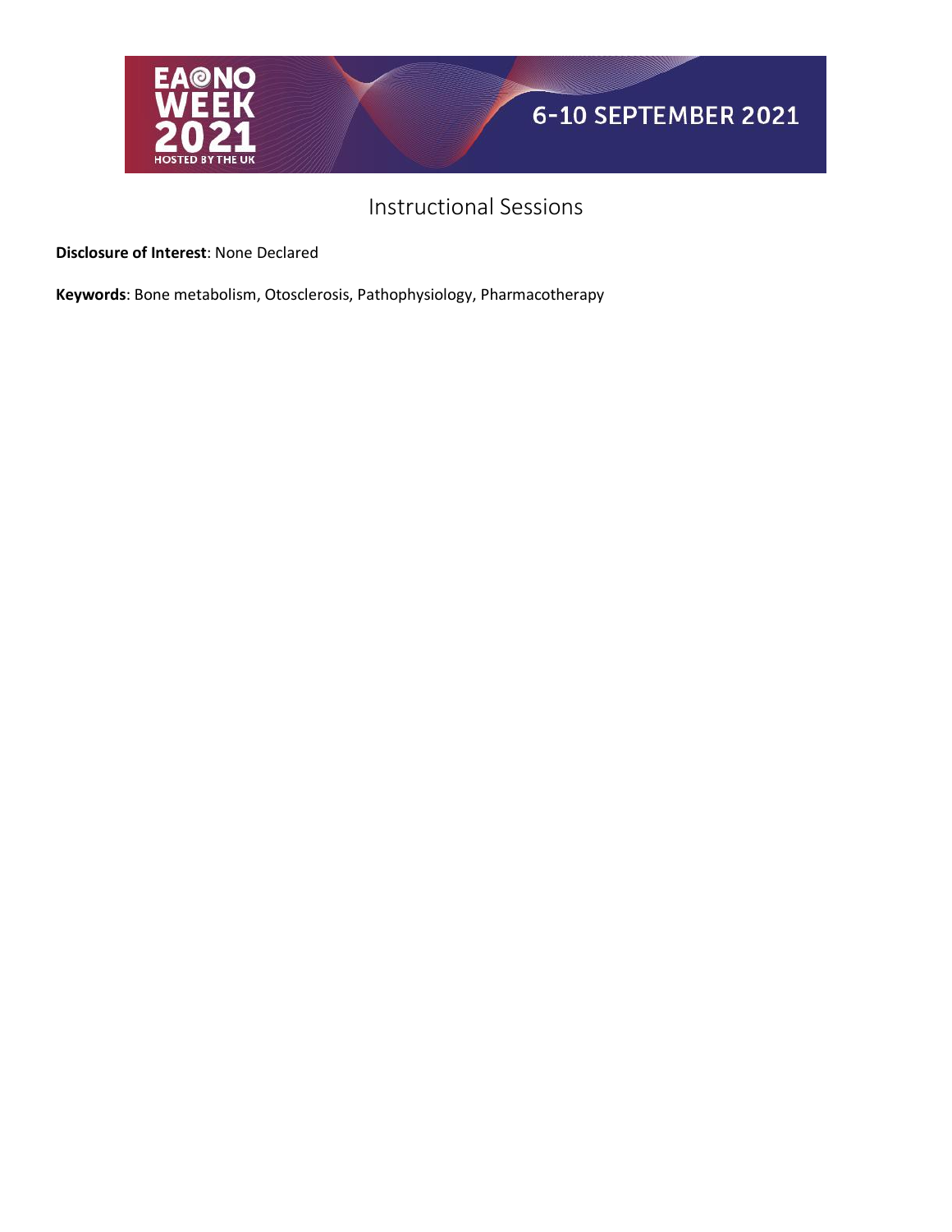**Disclosure of Interest**: None Declared

**Keywords**: Bone metabolism, Otosclerosis, Pathophysiology, Pharmacotherapy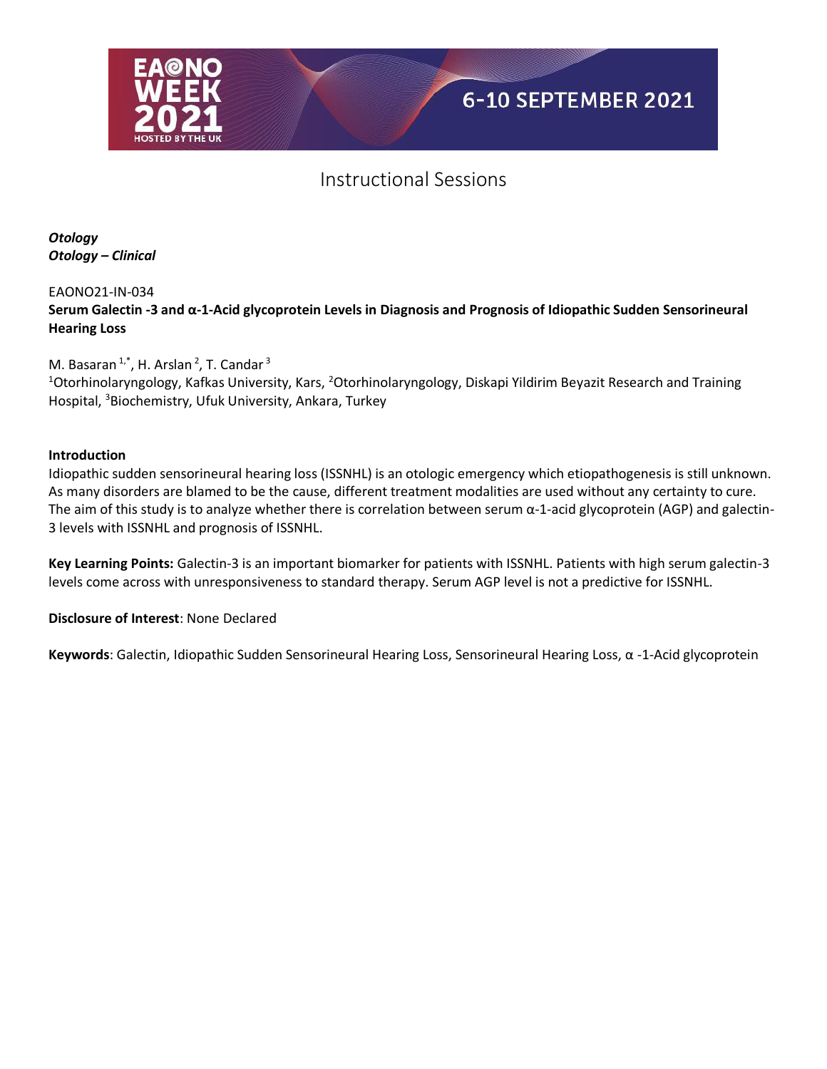## Instructional Sessions

***Otology***
***Otology – Clinical***

EAONO21-IN-034

**Serum Galectin -3 and α-1-Acid glycoprotein Levels in Diagnosis and Prognosis of Idiopathic Sudden Sensorineural Hearing Loss**

M. Basaran [1,*], H. Arslan [2], T. Candar [3]

[1]Otorhinolaryngology, Kafkas University, Kars, [2]Otorhinolaryngology, Diskapi Yildirim Beyazit Research and Training Hospital, [3]Biochemistry, Ufuk University, Ankara, Turkey

**Introduction**

Idiopathic sudden sensorineural hearing loss (ISSNHL) is an otologic emergency which etiopathogenesis is still unknown. As many disorders are blamed to be the cause, different treatment modalities are used without any certainty to cure. The aim of this study is to analyze whether there is correlation between serum α-1-acid glycoprotein (AGP) and galectin-3 levels with ISSNHL and prognosis of ISSNHL.

**Key Learning Points:** Galectin-3 is an important biomarker for patients with ISSNHL. Patients with high serum galectin-3 levels come across with unresponsiveness to standard therapy. Serum AGP level is not a predictive for ISSNHL.

**Disclosure of Interest**: None Declared

**Keywords**: Galectin, Idiopathic Sudden Sensorineural Hearing Loss, Sensorineural Hearing Loss, α -1-Acid glycoprotein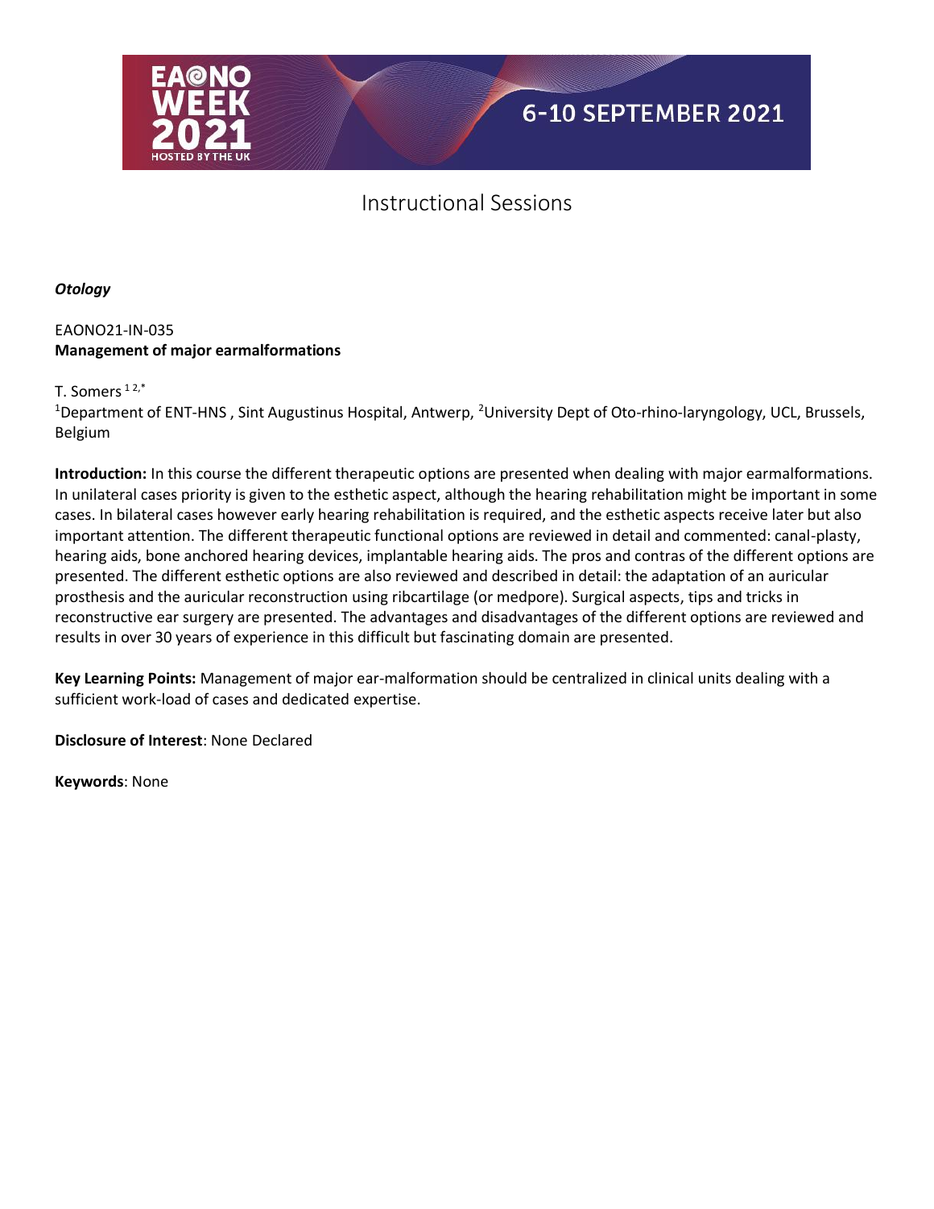# Instructional Sessions

***Otology***

EAONO21-IN-035
**Management of major earmalformations**

T. Somers [1 2,*]

[1]Department of ENT-HNS , Sint Augustinus Hospital, Antwerp, [2]University Dept of Oto-rhino-laryngology, UCL, Brussels, Belgium

**Introduction:** In this course the different therapeutic options are presented when dealing with major earmalformations. In unilateral cases priority is given to the esthetic aspect, although the hearing rehabilitation might be important in some cases. In bilateral cases however early hearing rehabilitation is required, and the esthetic aspects receive later but also important attention. The different therapeutic functional options are reviewed in detail and commented: canal-plasty, hearing aids, bone anchored hearing devices, implantable hearing aids. The pros and contras of the different options are presented. The different esthetic options are also reviewed and described in detail: the adaptation of an auricular prosthesis and the auricular reconstruction using ribcartilage (or medpore). Surgical aspects, tips and tricks in reconstructive ear surgery are presented. The advantages and disadvantages of the different options are reviewed and results in over 30 years of experience in this difficult but fascinating domain are presented.

**Key Learning Points:** Management of major ear-malformation should be centralized in clinical units dealing with a sufficient work-load of cases and dedicated expertise.

**Disclosure of Interest**: None Declared

**Keywords**: None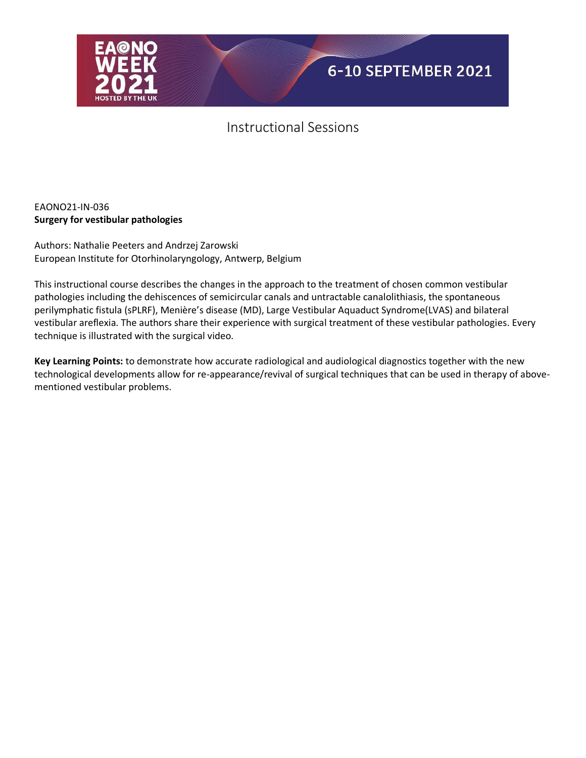EAONO21-IN-036

**Surgery for vestibular pathologies**

Authors: Nathalie Peeters and Andrzej Zarowski
European Institute for Otorhinolaryngology, Antwerp, Belgium

This instructional course describes the changes in the approach to the treatment of chosen common vestibular pathologies including the dehiscences of semicircular canals and untractable canalolithiasis, the spontaneous perilymphatic fistula (sPLRF), Menière's disease (MD), Large Vestibular Aquaduct Syndrome(LVAS) and bilateral vestibular areflexia. The authors share their experience with surgical treatment of these vestibular pathologies. Every technique is illustrated with the surgical video.

**Key Learning Points:** to demonstrate how accurate radiological and audiological diagnostics together with the new technological developments allow for re-appearance/revival of surgical techniques that can be used in therapy of above-mentioned vestibular problems.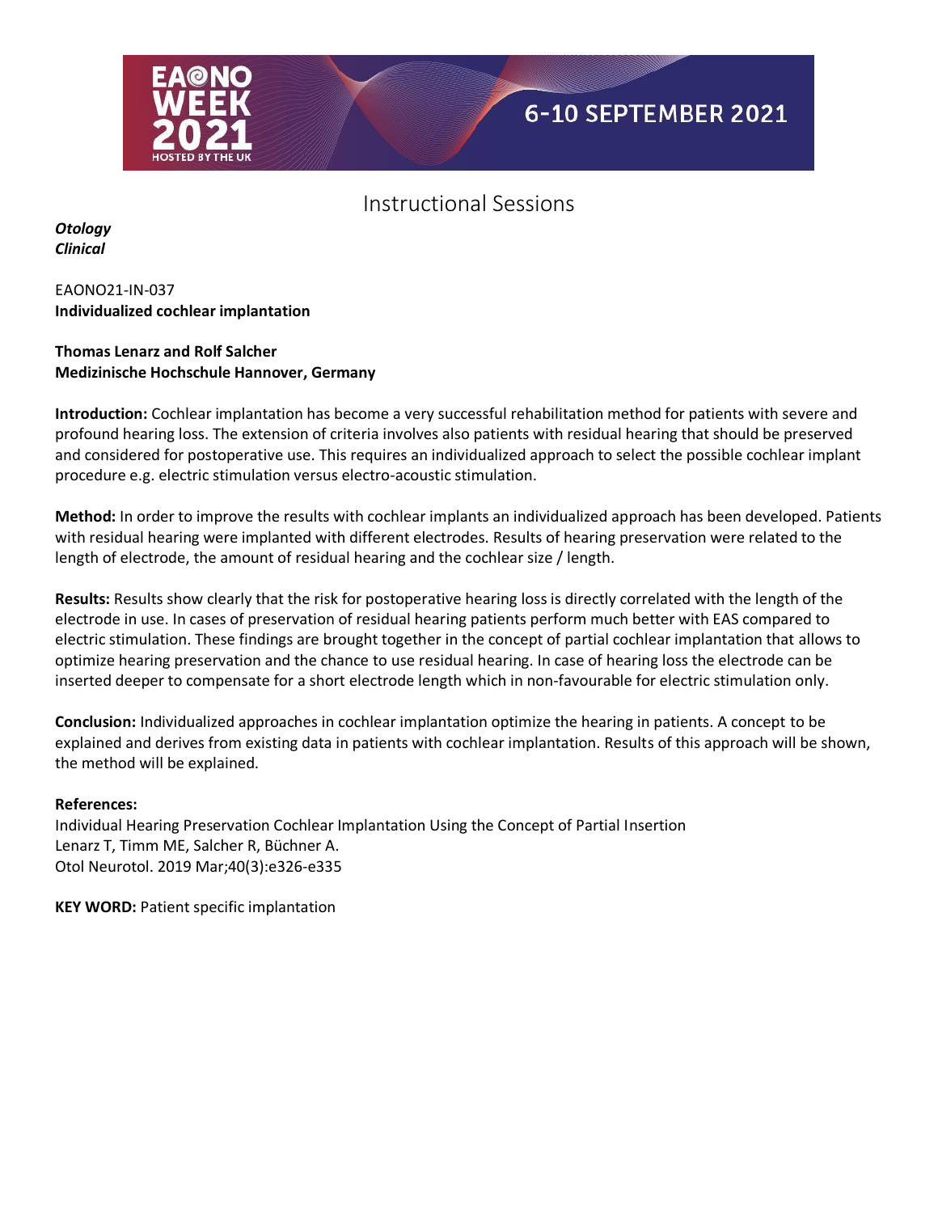## Instructional Sessions

***Otology***
***Clinical***

EAONO21-IN-037
**Individualized cochlear implantation**

**Thomas Lenarz and Rolf Salcher**
**Medizinische Hochschule Hannover, Germany**

**Introduction:** Cochlear implantation has become a very successful rehabilitation method for patients with severe and profound hearing loss. The extension of criteria involves also patients with residual hearing that should be preserved and considered for postoperative use. This requires an individualized approach to select the possible cochlear implant procedure e.g. electric stimulation versus electro-acoustic stimulation.

**Method:** In order to improve the results with cochlear implants an individualized approach has been developed. Patients with residual hearing were implanted with different electrodes. Results of hearing preservation were related to the length of electrode, the amount of residual hearing and the cochlear size / length.

**Results:** Results show clearly that the risk for postoperative hearing loss is directly correlated with the length of the electrode in use. In cases of preservation of residual hearing patients perform much better with EAS compared to electric stimulation. These findings are brought together in the concept of partial cochlear implantation that allows to optimize hearing preservation and the chance to use residual hearing. In case of hearing loss the electrode can be inserted deeper to compensate for a short electrode length which in non-favourable for electric stimulation only.

**Conclusion:** Individualized approaches in cochlear implantation optimize the hearing in patients. A concept to be explained and derives from existing data in patients with cochlear implantation. Results of this approach will be shown, the method will be explained.

**References:**
Individual Hearing Preservation Cochlear Implantation Using the Concept of Partial Insertion
Lenarz T, Timm ME, Salcher R, Büchner A.
Otol Neurotol. 2019 Mar;40(3):e326-e335

**KEY WORD:** Patient specific implantation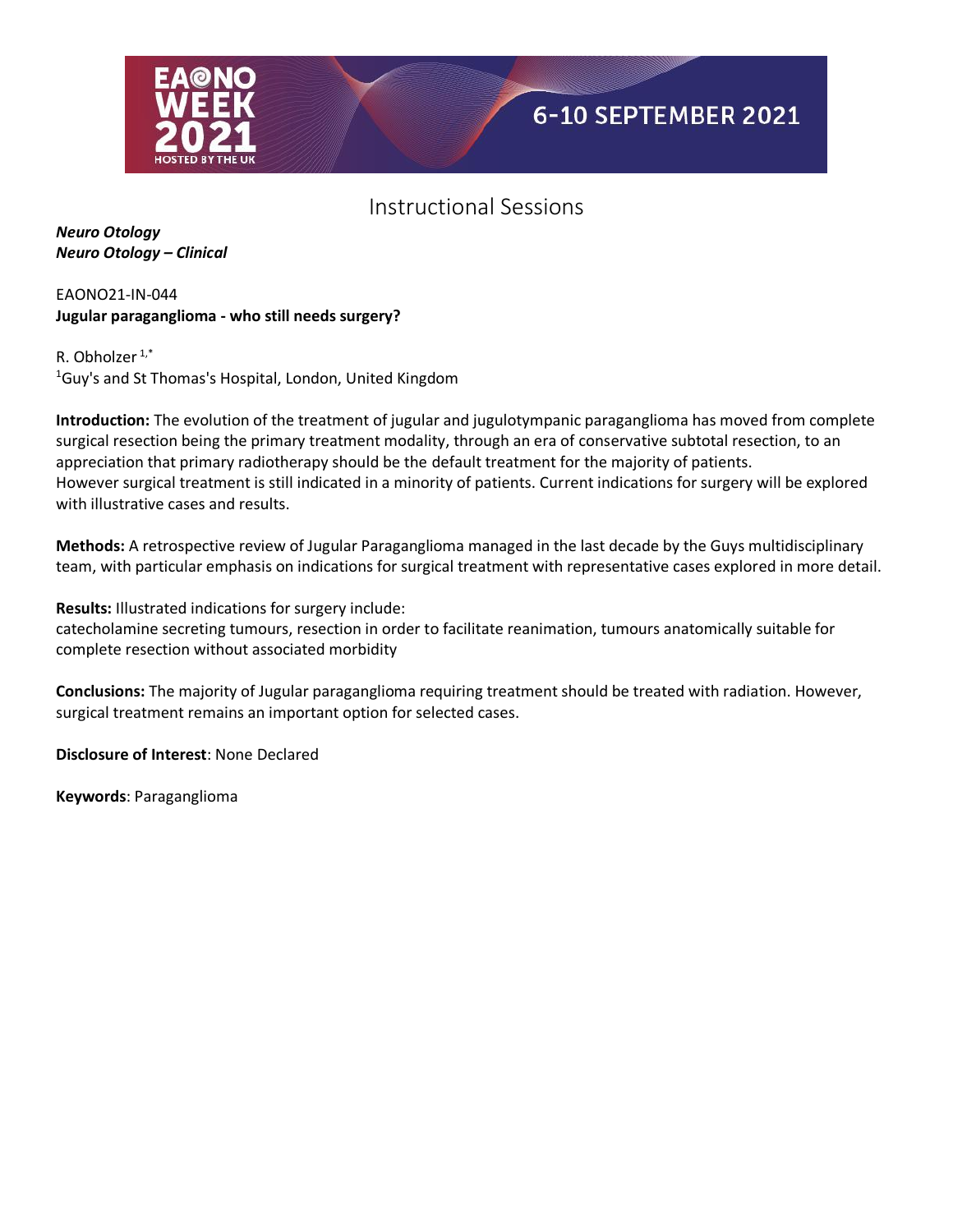# Instructional Sessions

***Neuro Otology***
***Neuro Otology – Clinical***

EAONO21-IN-044
**Jugular paraganglioma - who still needs surgery?**

R. Obholzer [1,*]
[1]Guy's and St Thomas's Hospital, London, United Kingdom

**Introduction:** The evolution of the treatment of jugular and jugulotympanic paraganglioma has moved from complete surgical resection being the primary treatment modality, through an era of conservative subtotal resection, to an appreciation that primary radiotherapy should be the default treatment for the majority of patients.
However surgical treatment is still indicated in a minority of patients. Current indications for surgery will be explored with illustrative cases and results.

**Methods:** A retrospective review of Jugular Paraganglioma managed in the last decade by the Guys multidisciplinary team, with particular emphasis on indications for surgical treatment with representative cases explored in more detail.

**Results:** Illustrated indications for surgery include:
catecholamine secreting tumours, resection in order to facilitate reanimation, tumours anatomically suitable for complete resection without associated morbidity

**Conclusions:** The majority of Jugular paraganglioma requiring treatment should be treated with radiation. However, surgical treatment remains an important option for selected cases.

**Disclosure of Interest**: None Declared

**Keywords**: Paraganglioma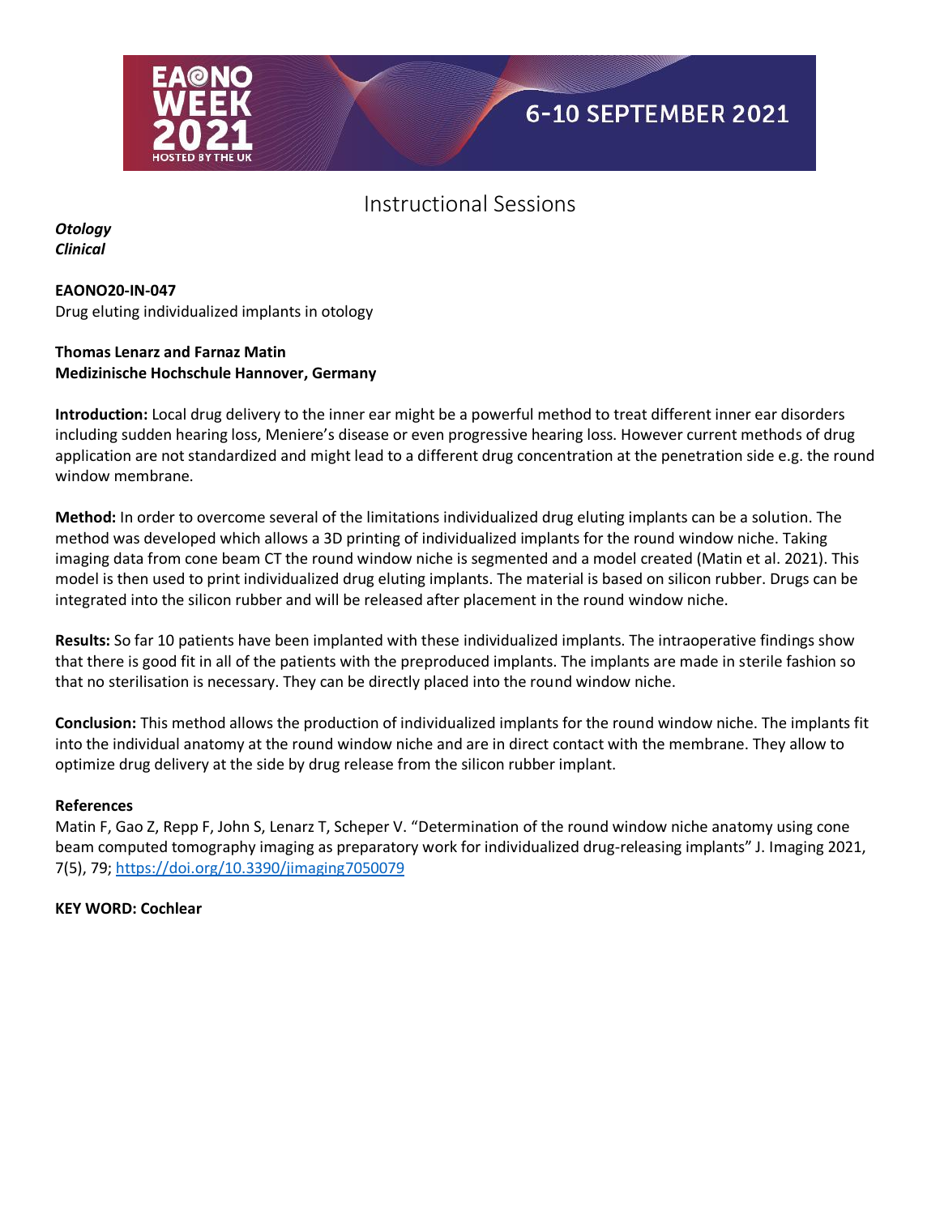Instructional Sessions

***Otology***
***Clinical***

**EAONO20-IN-047**
Drug eluting individualized implants in otology

**Thomas Lenarz and Farnaz Matin**
**Medizinische Hochschule Hannover, Germany**

**Introduction:** Local drug delivery to the inner ear might be a powerful method to treat different inner ear disorders including sudden hearing loss, Meniere's disease or even progressive hearing loss. However current methods of drug application are not standardized and might lead to a different drug concentration at the penetration side e.g. the round window membrane.

**Method:** In order to overcome several of the limitations individualized drug eluting implants can be a solution. The method was developed which allows a 3D printing of individualized implants for the round window niche. Taking imaging data from cone beam CT the round window niche is segmented and a model created (Matin et al. 2021). This model is then used to print individualized drug eluting implants. The material is based on silicon rubber. Drugs can be integrated into the silicon rubber and will be released after placement in the round window niche.

**Results:** So far 10 patients have been implanted with these individualized implants. The intraoperative findings show that there is good fit in all of the patients with the preproduced implants. The implants are made in sterile fashion so that no sterilisation is necessary. They can be directly placed into the round window niche.

**Conclusion:** This method allows the production of individualized implants for the round window niche. The implants fit into the individual anatomy at the round window niche and are in direct contact with the membrane. They allow to optimize drug delivery at the side by drug release from the silicon rubber implant.

**References**
Matin F, Gao Z, Repp F, John S, Lenarz T, Scheper V. "Determination of the round window niche anatomy using cone beam computed tomography imaging as preparatory work for individualized drug-releasing implants" J. Imaging 2021, 7(5), 79; https://doi.org/10.3390/jimaging7050079

**KEY WORD: Cochlear**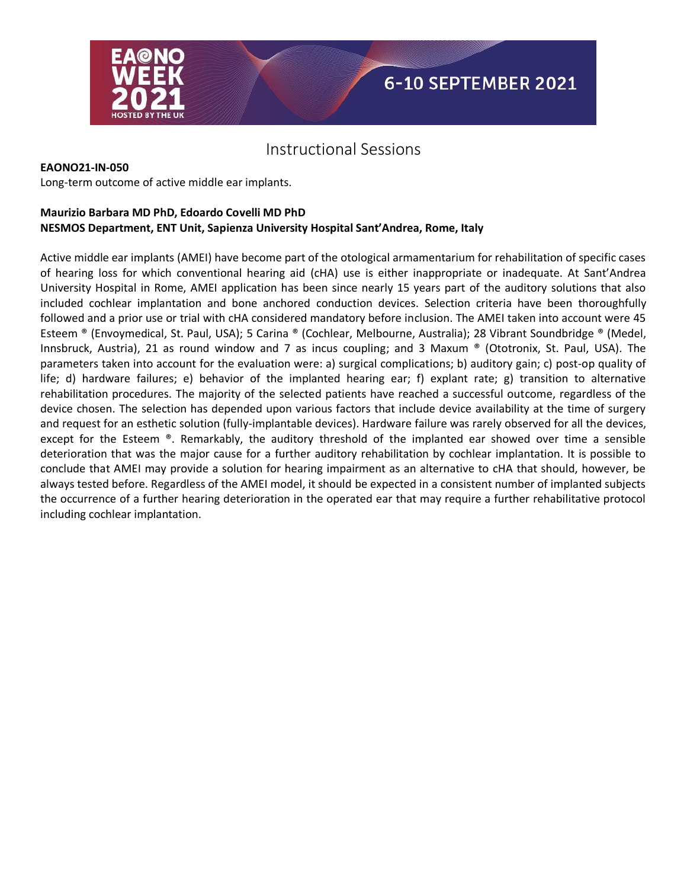# Instructional Sessions

**EAONO21-IN-050**

Long-term outcome of active middle ear implants.

**Maurizio Barbara MD PhD, Edoardo Covelli MD PhD**
**NESMOS Department, ENT Unit, Sapienza University Hospital Sant'Andrea, Rome, Italy**

Active middle ear implants (AMEI) have become part of the otological armamentarium for rehabilitation of specific cases of hearing loss for which conventional hearing aid (cHA) use is either inappropriate or inadequate. At Sant'Andrea University Hospital in Rome, AMEI application has been since nearly 15 years part of the auditory solutions that also included cochlear implantation and bone anchored conduction devices. Selection criteria have been thoroughfully followed and a prior use or trial with cHA considered mandatory before inclusion. The AMEI taken into account were 45 Esteem ® (Envoymedical, St. Paul, USA); 5 Carina ® (Cochlear, Melbourne, Australia); 28 Vibrant Soundbridge ® (Medel, Innsbruck, Austria), 21 as round window and 7 as incus coupling; and 3 Maxum ® (Ototronix, St. Paul, USA). The parameters taken into account for the evaluation were: a) surgical complications; b) auditory gain; c) post-op quality of life; d) hardware failures; e) behavior of the implanted hearing ear; f) explant rate; g) transition to alternative rehabilitation procedures. The majority of the selected patients have reached a successful outcome, regardless of the device chosen. The selection has depended upon various factors that include device availability at the time of surgery and request for an esthetic solution (fully-implantable devices). Hardware failure was rarely observed for all the devices, except for the Esteem ®. Remarkably, the auditory threshold of the implanted ear showed over time a sensible deterioration that was the major cause for a further auditory rehabilitation by cochlear implantation. It is possible to conclude that AMEI may provide a solution for hearing impairment as an alternative to cHA that should, however, be always tested before. Regardless of the AMEI model, it should be expected in a consistent number of implanted subjects the occurrence of a further hearing deterioration in the operated ear that may require a further rehabilitative protocol including cochlear implantation.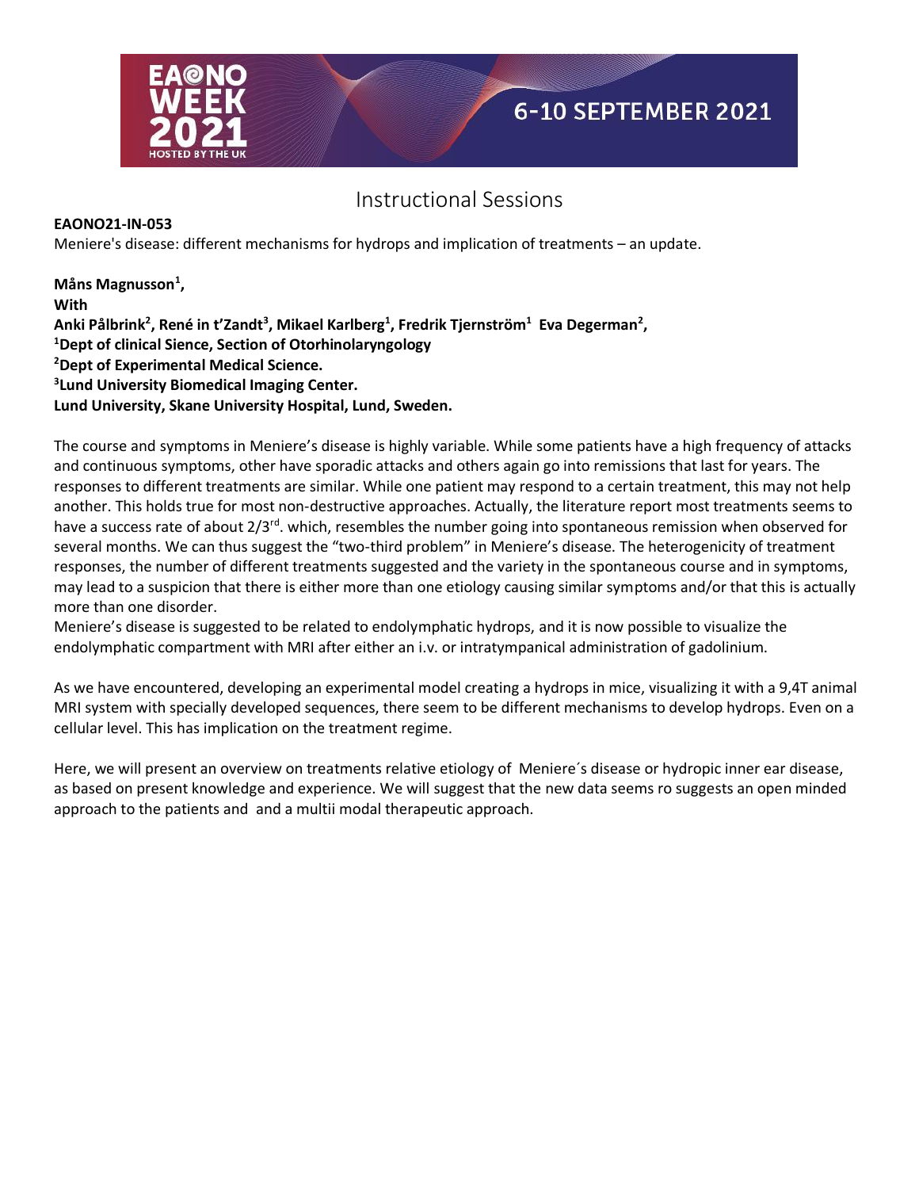## Instructional Sessions

**EAONO21-IN-053**

Meniere's disease: different mechanisms for hydrops and implication of treatments – an update.

**Måns Magnusson[1],**
**With**
**Anki Pålbrink[2], René in t'Zandt[3], Mikael Karlberg[1], Fredrik Tjernström[1] Eva Degerman[2],**
**[1]Dept of clinical Sience, Section of Otorhinolaryngology**
**[2]Dept of Experimental Medical Science.**
**[3]Lund University Biomedical Imaging Center.**
**Lund University, Skane University Hospital, Lund, Sweden.**

The course and symptoms in Meniere's disease is highly variable. While some patients have a high frequency of attacks and continuous symptoms, other have sporadic attacks and others again go into remissions that last for years. The responses to different treatments are similar. While one patient may respond to a certain treatment, this may not help another. This holds true for most non-destructive approaches. Actually, the literature report most treatments seems to have a success rate of about 2/3rd. which, resembles the number going into spontaneous remission when observed for several months. We can thus suggest the "two-third problem" in Meniere's disease. The heterogenicity of treatment responses, the number of different treatments suggested and the variety in the spontaneous course and in symptoms, may lead to a suspicion that there is either more than one etiology causing similar symptoms and/or that this is actually more than one disorder.
Meniere's disease is suggested to be related to endolymphatic hydrops, and it is now possible to visualize the endolymphatic compartment with MRI after either an i.v. or intratympanical administration of gadolinium.

As we have encountered, developing an experimental model creating a hydrops in mice, visualizing it with a 9,4T animal MRI system with specially developed sequences, there seem to be different mechanisms to develop hydrops. Even on a cellular level. This has implication on the treatment regime.

Here, we will present an overview on treatments relative etiology of Meniere´s disease or hydropic inner ear disease, as based on present knowledge and experience. We will suggest that the new data seems ro suggests an open minded approach to the patients and and a multii modal therapeutic approach.